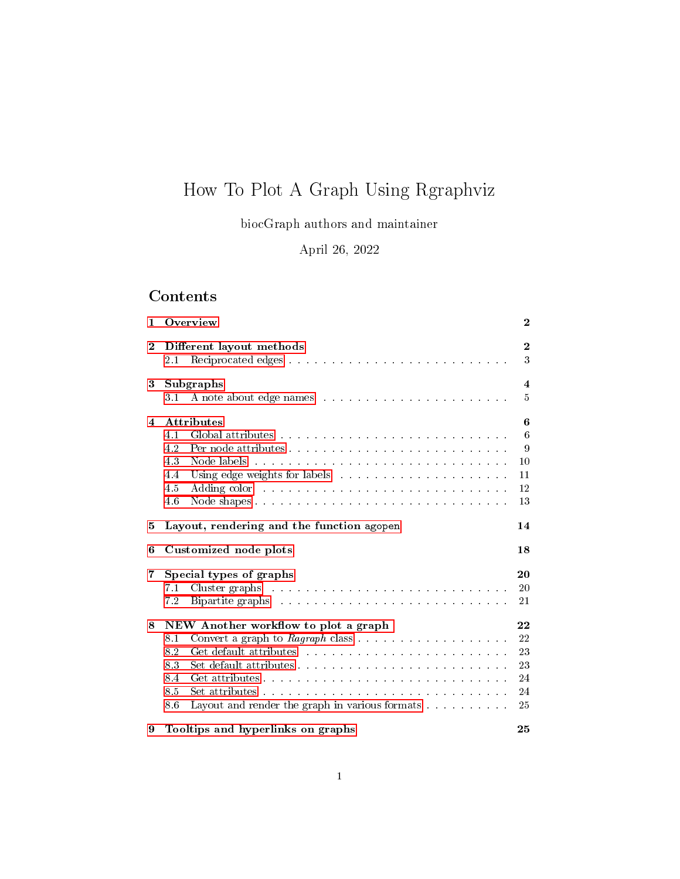# How To Plot A Graph Using Rgraphviz

biocGraph authors and maintainer

April 26, 2022

## Contents

- 1 Overview — 2
- 2 Different layout methods — 2
  - 2.1 Reciprocated edges — 3
- 3 Subgraphs — 4
  - 3.1 A note about edge names — 5
- 4 Attributes — 6
  - 4.1 Global attributes — 6
  - 4.2 Per node attributes — 9
  - 4.3 Node labels — 10
  - 4.4 Using edge weights for labels — 11
  - 4.5 Adding color — 12
  - 4.6 Node shapes — 13
- 5 Layout, rendering and the function agopen — 14
- 6 Customized node plots — 18
- 7 Special types of graphs — 20
  - 7.1 Cluster graphs — 20
  - 7.2 Bipartite graphs — 21
- 8 NEW Another workflow to plot a graph — 22
  - 8.1 Convert a graph to *Ragraph* class — 22
  - 8.2 Get default attributes — 23
  - 8.3 Set default attributes — 23
  - 8.4 Get attributes — 24
  - 8.5 Set attributes — 24
  - 8.6 Layout and render the graph in various formats — 25
- 9 Tooltips and hyperlinks on graphs — 25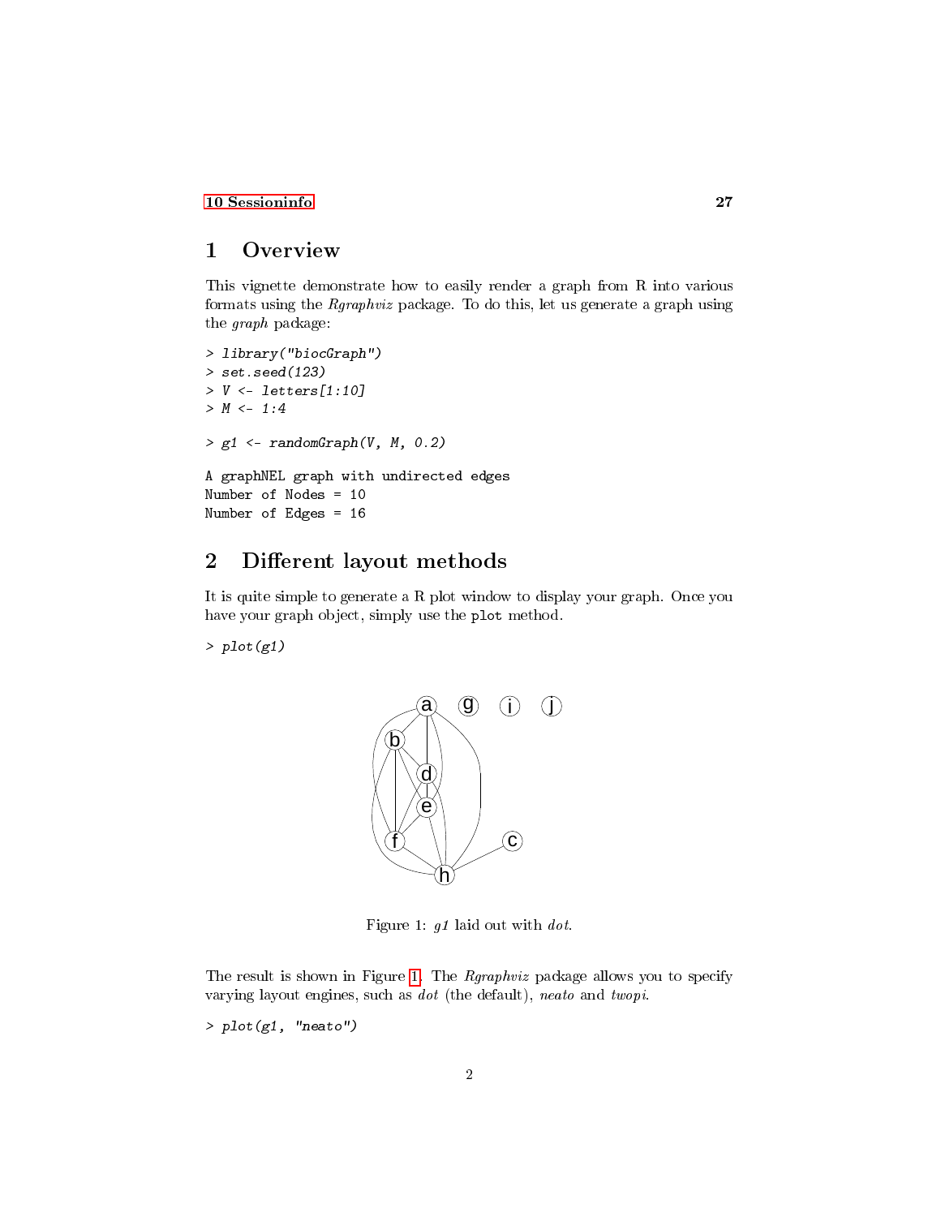10 Sessioninfo 27

# 1 Overview

This vignette demonstrate how to easily render a graph from R into various formats using the *Rgraphviz* package. To do this, let us generate a graph using the *graph* package:

```
> library("biocGraph")
> set.seed(123)
> V <- letters[1:10]
> M <- 1:4

> g1 <- randomGraph(V, M, 0.2)

A graphNEL graph with undirected edges
Number of Nodes = 10
Number of Edges = 16
```

# 2 Different layout methods

It is quite simple to generate a R plot window to display your graph. Once you have your graph object, simply use the `plot` method.

```
> plot(g1)
```

Figure 1: *g1* laid out with *dot*.

The result is shown in Figure 1. The *Rgraphviz* package allows you to specify varying layout engines, such as *dot* (the default), *neato* and *twopi*.

```
> plot(g1, "neato")
```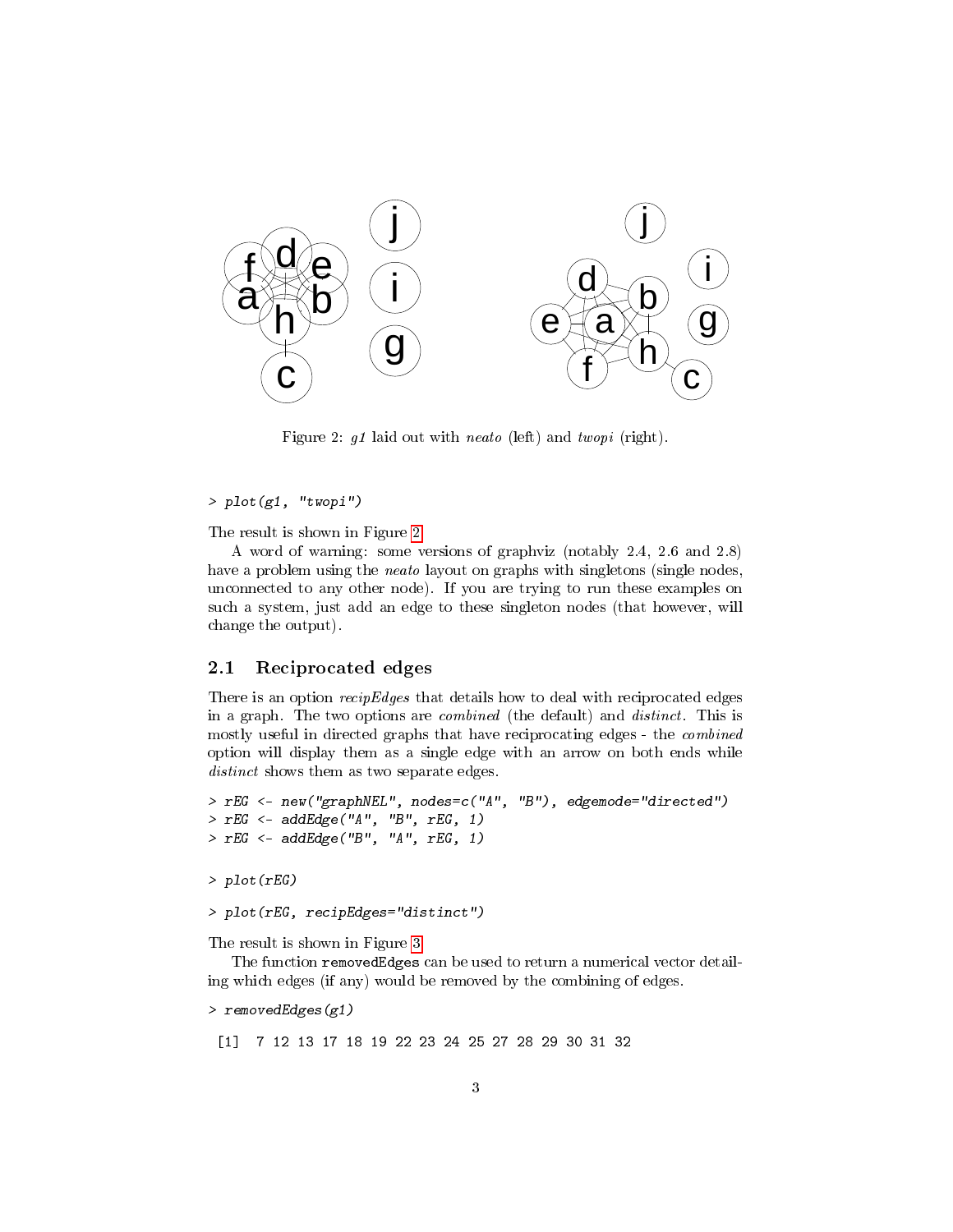Figure 2: *g1* laid out with *neato* (left) and *twopi* (right).

```
> plot(g1, "twopi")
```

The result is shown in Figure 2.

A word of warning: some versions of graphviz (notably 2.4, 2.6 and 2.8) have a problem using the *neato* layout on graphs with singletons (single nodes, unconnected to any other node). If you are trying to run these examples on such a system, just add an edge to these singleton nodes (that however, will change the output).

## 2.1 Reciprocated edges

There is an option *recipEdges* that details how to deal with reciprocated edges in a graph. The two options are *combined* (the default) and *distinct*. This is mostly useful in directed graphs that have reciprocating edges - the *combined* option will display them as a single edge with an arrow on both ends while *distinct* shows them as two separate edges.

```
> rEG <- new("graphNEL", nodes=c("A", "B"), edgemode="directed")
> rEG <- addEdge("A", "B", rEG, 1)
> rEG <- addEdge("B", "A", rEG, 1)
```

```
> plot(rEG)
```

```
> plot(rEG, recipEdges="distinct")
```

The result is shown in Figure 3.

The function `removedEdges` can be used to return a numerical vector detailing which edges (if any) would be removed by the combining of edges.

```
> removedEdges(g1)
```

```
 [1]  7 12 13 17 18 19 22 23 24 25 27 28 29 30 31 32
```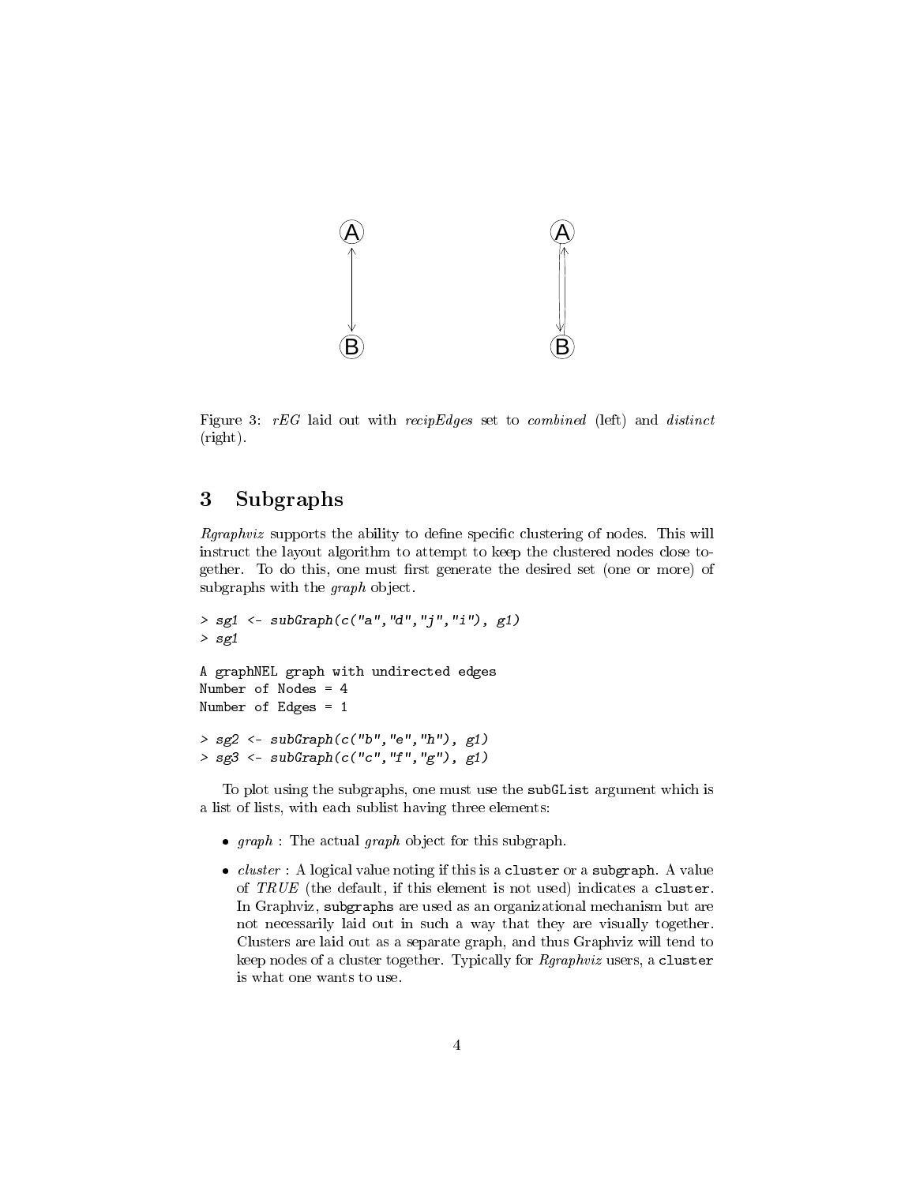Figure 3: *rEG* laid out with *recipEdges* set to *combined* (left) and *distinct* (right).

## 3 Subgraphs

*Rgraphviz* supports the ability to define specific clustering of nodes. This will instruct the layout algorithm to attempt to keep the clustered nodes close together. To do this, one must first generate the desired set (one or more) of subgraphs with the *graph* object.

```
> sg1 <- subGraph(c("a","d","j","i"), g1)
> sg1

A graphNEL graph with undirected edges
Number of Nodes = 4
Number of Edges = 1

> sg2 <- subGraph(c("b","e","h"), g1)
> sg3 <- subGraph(c("c","f","g"), g1)
```

To plot using the subgraphs, one must use the `subGList` argument which is a list of lists, with each sublist having three elements:

- *graph* : The actual *graph* object for this subgraph.
- *cluster* : A logical value noting if this is a `cluster` or a `subgraph`. A value of *TRUE* (the default, if this element is not used) indicates a `cluster`. In Graphviz, `subgraphs` are used as an organizational mechanism but are not necessarily laid out in such a way that they are visually together. Clusters are laid out as a separate graph, and thus Graphviz will tend to keep nodes of a cluster together. Typically for *Rgraphviz* users, a `cluster` is what one wants to use.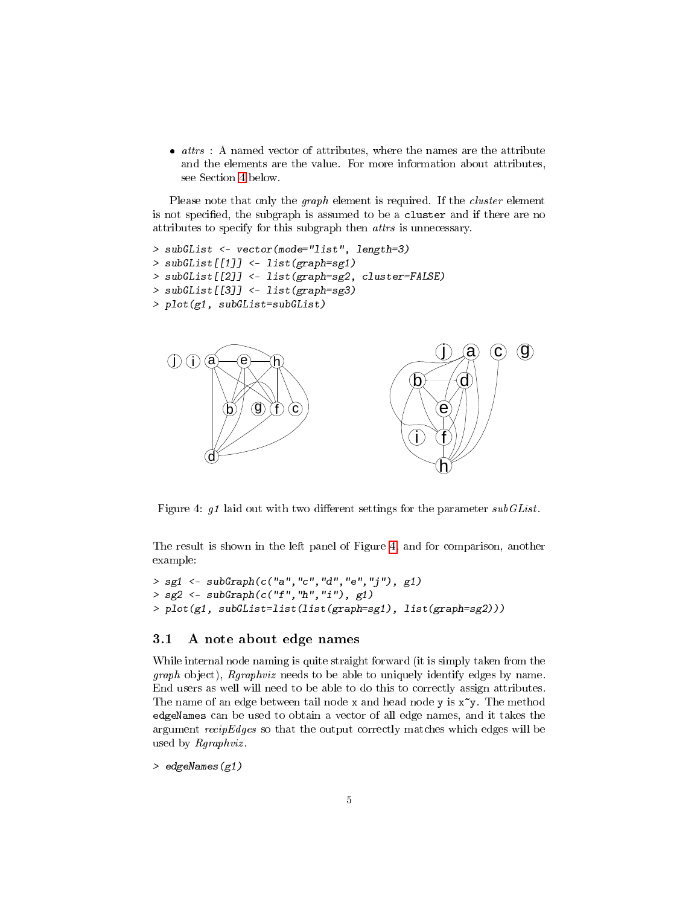- *attrs* : A named vector of attributes, where the names are the attribute and the elements are the value. For more information about attributes, see Section 4 below.

Please note that only the *graph* element is required. If the *cluster* element is not specified, the subgraph is assumed to be a `cluster` and if there are no attributes to specify for this subgraph then *attrs* is unnecessary.

```
> subGList <- vector(mode="list", length=3)
> subGList[[1]] <- list(graph=sg1)
> subGList[[2]] <- list(graph=sg2, cluster=FALSE)
> subGList[[3]] <- list(graph=sg3)
> plot(g1, subGList=subGList)
```

Figure 4: *g1* laid out with two different settings for the parameter *subGList*.

The result is shown in the left panel of Figure 4, and for comparison, another example:

```
> sg1 <- subGraph(c("a","c","d","e","j"), g1)
> sg2 <- subGraph(c("f","h","i"), g1)
> plot(g1, subGList=list(list(graph=sg1), list(graph=sg2)))
```

### 3.1 A note about edge names

While internal node naming is quite straight forward (it is simply taken from the *graph* object), *Rgraphviz* needs to be able to uniquely identify edges by name. End users as well will need to be able to do this to correctly assign attributes. The name of an edge between tail node `x` and head node `y` is `x~y`. The method `edgeNames` can be used to obtain a vector of all edge names, and it takes the argument *recipEdges* so that the output correctly matches which edges will be used by *Rgraphviz*.

```
> edgeNames(g1)
```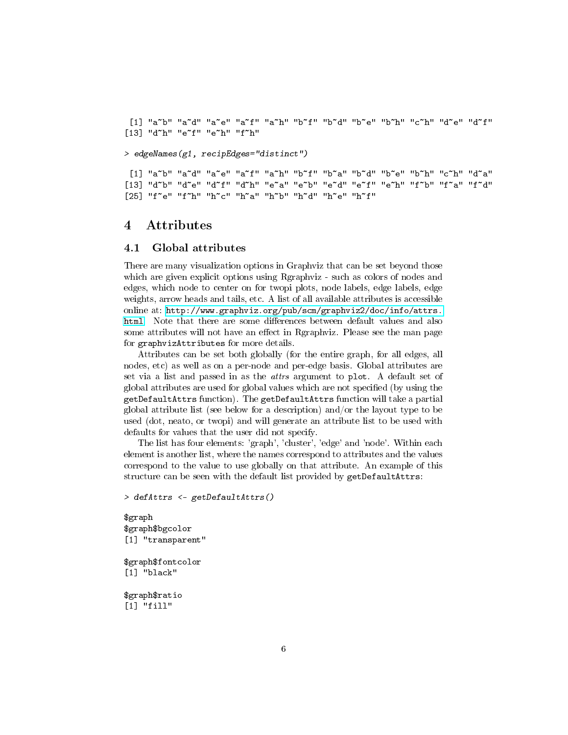```
 [1] "a~b" "a~d" "a~e" "a~f" "a~h" "b~f" "b~d" "b~e" "b~h" "c~h" "d~e" "d~f"
[13] "d~h" "e~f" "e~h" "f~h"
```

```
> edgeNames(g1, recipEdges="distinct")
```

```
 [1] "a~b" "a~d" "a~e" "a~f" "a~h" "b~f" "b~a" "b~d" "b~e" "b~h" "c~h" "d~a"
[13] "d~b" "d~e" "d~f" "d~h" "e~a" "e~b" "e~d" "e~f" "e~h" "f~b" "f~a" "f~d"
[25] "f~e" "f~h" "h~c" "h~a" "h~b" "h~d" "h~e" "h~f"
```

# 4 Attributes

## 4.1 Global attributes

There are many visualization options in Graphviz that can be set beyond those which are given explicit options using Rgraphviz - such as colors of nodes and edges, which node to center on for twopi plots, node labels, edge labels, edge weights, arrow heads and tails, etc. A list of all available attributes is accessible online at: http://www.graphviz.org/pub/scm/graphviz2/doc/info/attrs.html. Note that there are some differences between default values and also some attributes will not have an effect in Rgraphviz. Please see the man page for `graphvizAttributes` for more details.

Attributes can be set both globally (for the entire graph, for all edges, all nodes, etc) as well as on a per-node and per-edge basis. Global attributes are set via a list and passed in as the *attrs* argument to `plot`. A default set of global attributes are used for global values which are not specified (by using the `getDefaultAttrs` function). The `getDefaultAttrs` function will take a partial global attribute list (see below for a description) and/or the layout type to be used (dot, neato, or twopi) and will generate an attribute list to be used with defaults for values that the user did not specify.

The list has four elements: 'graph', 'cluster', 'edge' and 'node'. Within each element is another list, where the names correspond to attributes and the values correspond to the value to use globally on that attribute. An example of this structure can be seen with the default list provided by `getDefaultAttrs`:

```
> defAttrs <- getDefaultAttrs()
```

```
$graph
$graph$bgcolor
[1] "transparent"

$graph$fontcolor
[1] "black"

$graph$ratio
[1] "fill"
```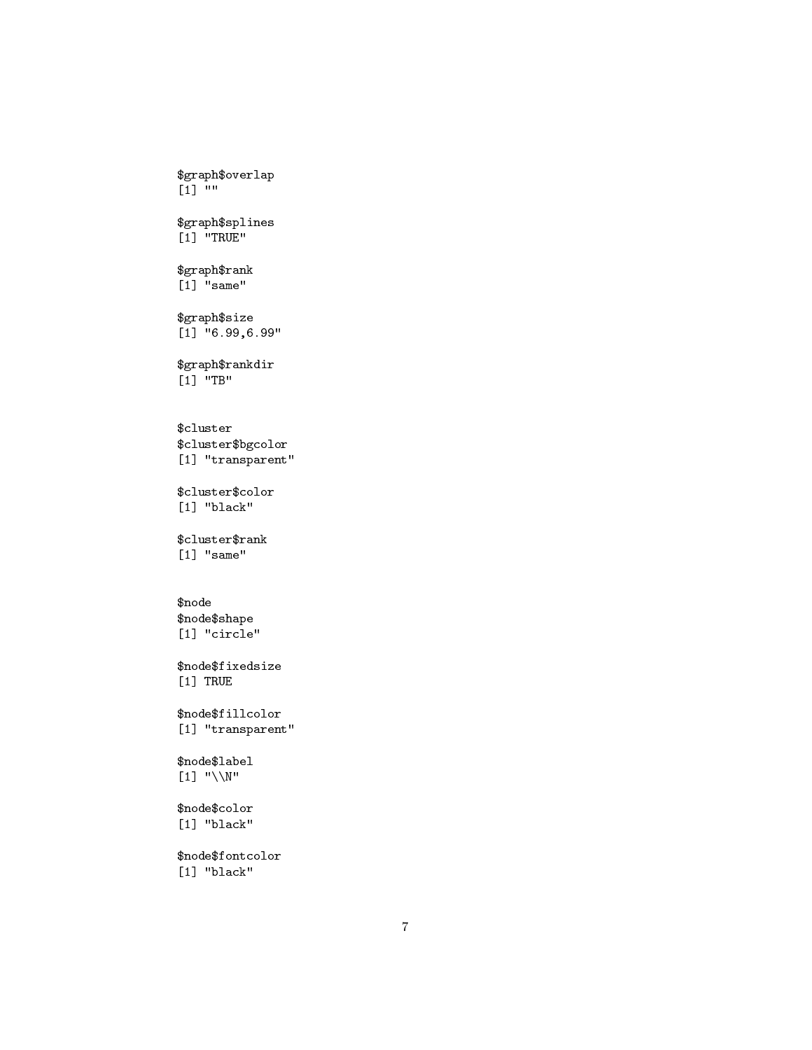```
$graph$overlap
[1] ""

$graph$splines
[1] "TRUE"

$graph$rank
[1] "same"

$graph$size
[1] "6.99,6.99"

$graph$rankdir
[1] "TB"


$cluster
$cluster$bgcolor
[1] "transparent"

$cluster$color
[1] "black"

$cluster$rank
[1] "same"


$node
$node$shape
[1] "circle"

$node$fixedsize
[1] TRUE

$node$fillcolor
[1] "transparent"

$node$label
[1] "\\N"

$node$color
[1] "black"

$node$fontcolor
[1] "black"
```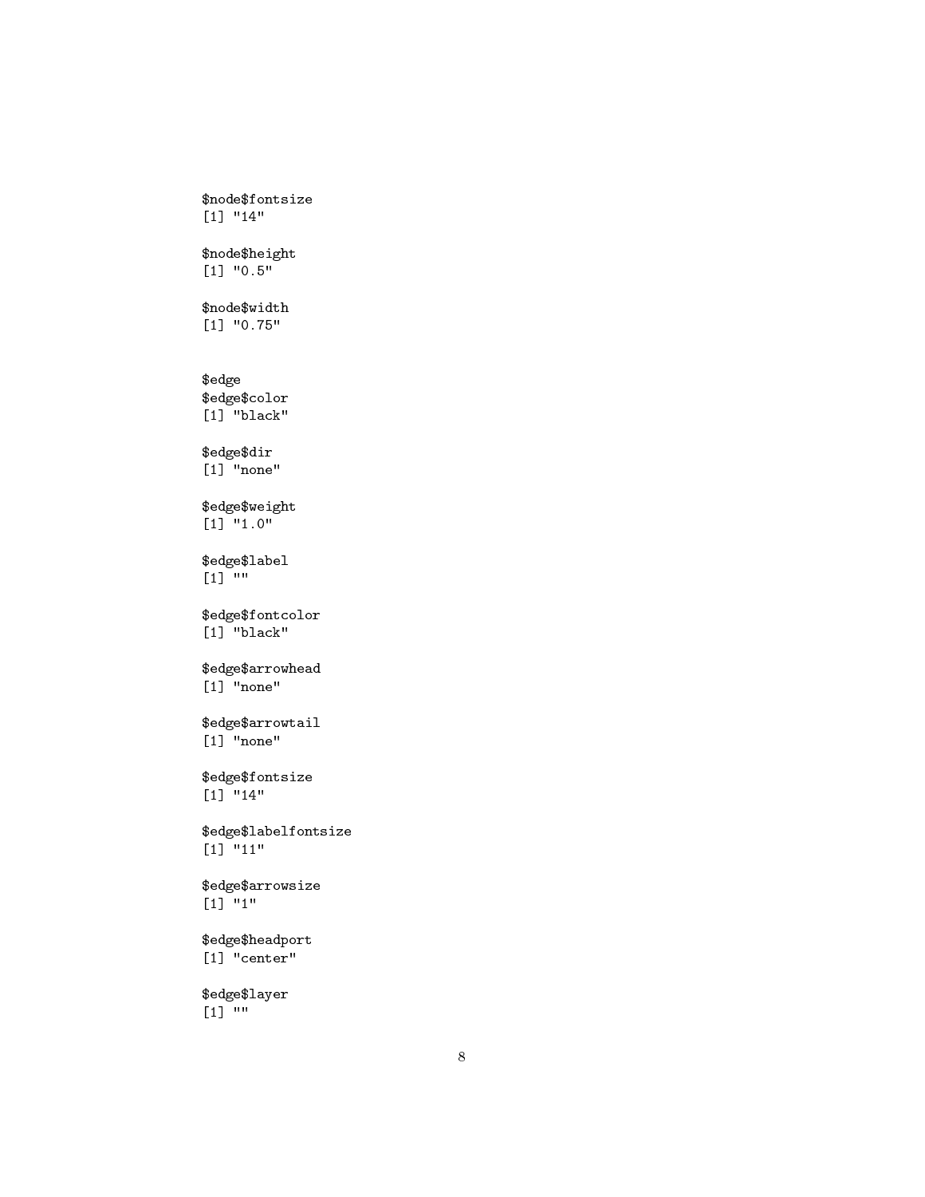```
$node$fontsize
[1] "14"

$node$height
[1] "0.5"

$node$width
[1] "0.75"


$edge
$edge$color
[1] "black"

$edge$dir
[1] "none"

$edge$weight
[1] "1.0"

$edge$label
[1] ""

$edge$fontcolor
[1] "black"

$edge$arrowhead
[1] "none"

$edge$arrowtail
[1] "none"

$edge$fontsize
[1] "14"

$edge$labelfontsize
[1] "11"

$edge$arrowsize
[1] "1"

$edge$headport
[1] "center"

$edge$layer
[1] ""
```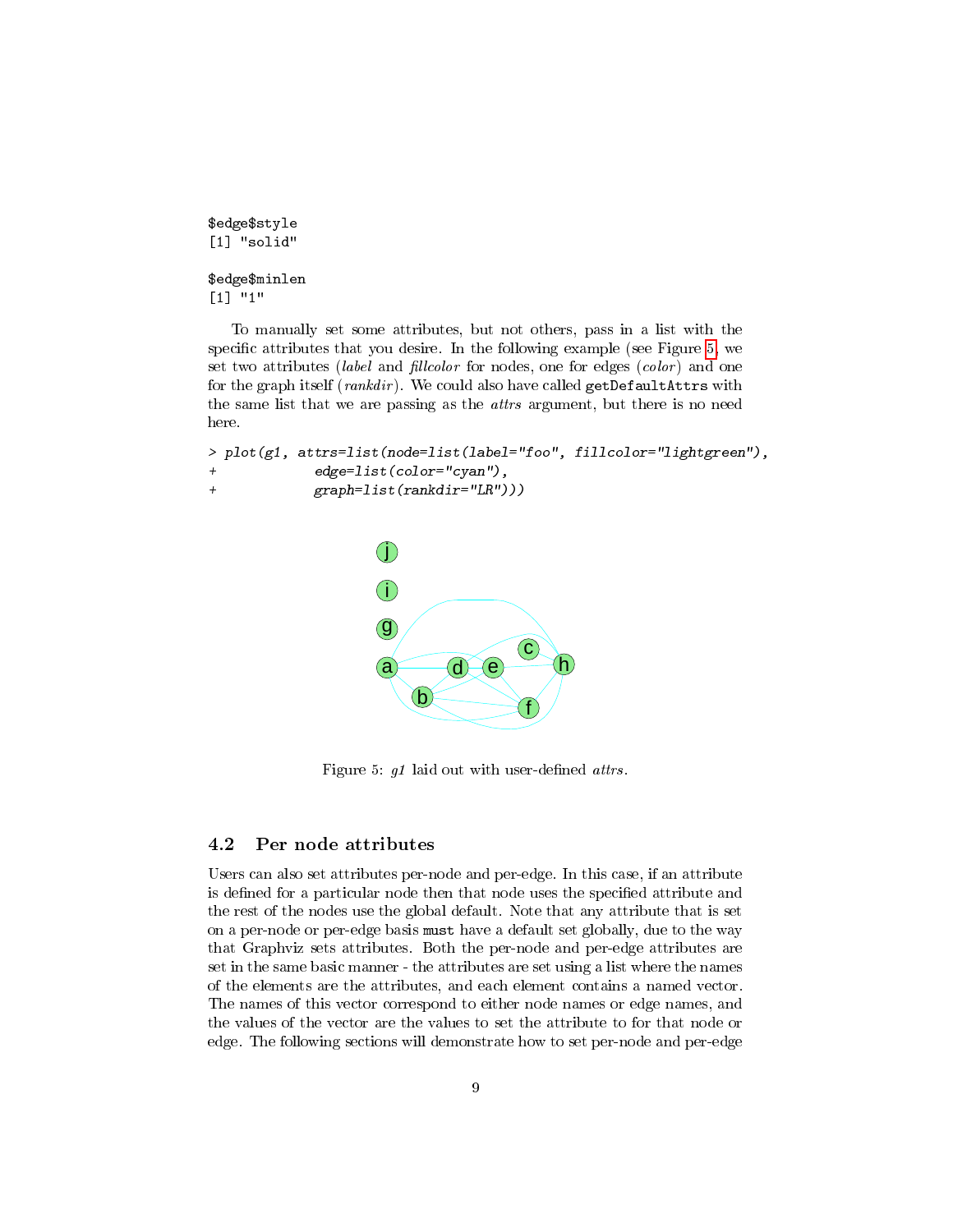```
$edge$style
[1] "solid"

$edge$minlen
[1] "1"
```

To manually set some attributes, but not others, pass in a list with the specific attributes that you desire. In the following example (see Figure 5, we set two attributes (*label* and *fillcolor* for nodes, one for edges (*color*) and one for the graph itself (*rankdir*). We could also have called `getDefaultAttrs` with the same list that we are passing as the *attrs* argument, but there is no need here.

```
> plot(g1, attrs=list(node=list(label="foo", fillcolor="lightgreen"),
+            edge=list(color="cyan"),
+            graph=list(rankdir="LR")))
```

Figure 5: *g1* laid out with user-defined *attrs*.

### 4.2 Per node attributes

Users can also set attributes per-node and per-edge. In this case, if an attribute is defined for a particular node then that node uses the specified attribute and the rest of the nodes use the global default. Note that any attribute that is set on a per-node or per-edge basis `must` have a default set globally, due to the way that Graphviz sets attributes. Both the per-node and per-edge attributes are set in the same basic manner - the attributes are set using a list where the names of the elements are the attributes, and each element contains a named vector. The names of this vector correspond to either node names or edge names, and the values of the vector are the values to set the attribute to for that node or edge. The following sections will demonstrate how to set per-node and per-edge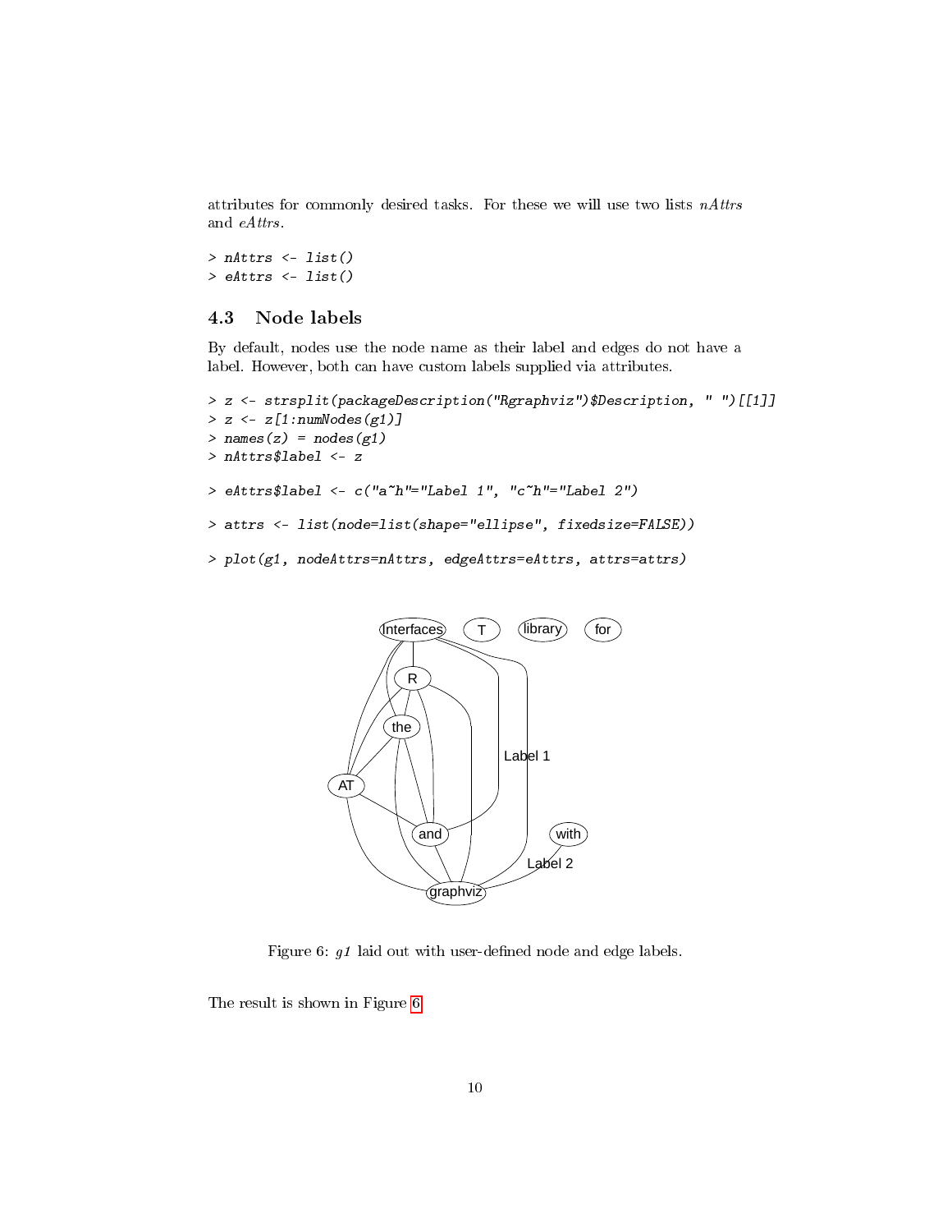attributes for commonly desired tasks. For these we will use two lists *nAttrs* and *eAttrs*.

```
> nAttrs <- list()
> eAttrs <- list()
```

### 4.3 Node labels

By default, nodes use the node name as their label and edges do not have a label. However, both can have custom labels supplied via attributes.

```
> z <- strsplit(packageDescription("Rgraphviz")$Description, " ")[[1]]
> z <- z[1:numNodes(g1)]
> names(z) = nodes(g1)
> nAttrs$label <- z
```

```
> eAttrs$label <- c("a~h"="Label 1", "c~h"="Label 2")
```

```
> attrs <- list(node=list(shape="ellipse", fixedsize=FALSE))
```

```
> plot(g1, nodeAttrs=nAttrs, edgeAttrs=eAttrs, attrs=attrs)
```

Figure 6: *g1* laid out with user-defined node and edge labels.

The result is shown in Figure 6.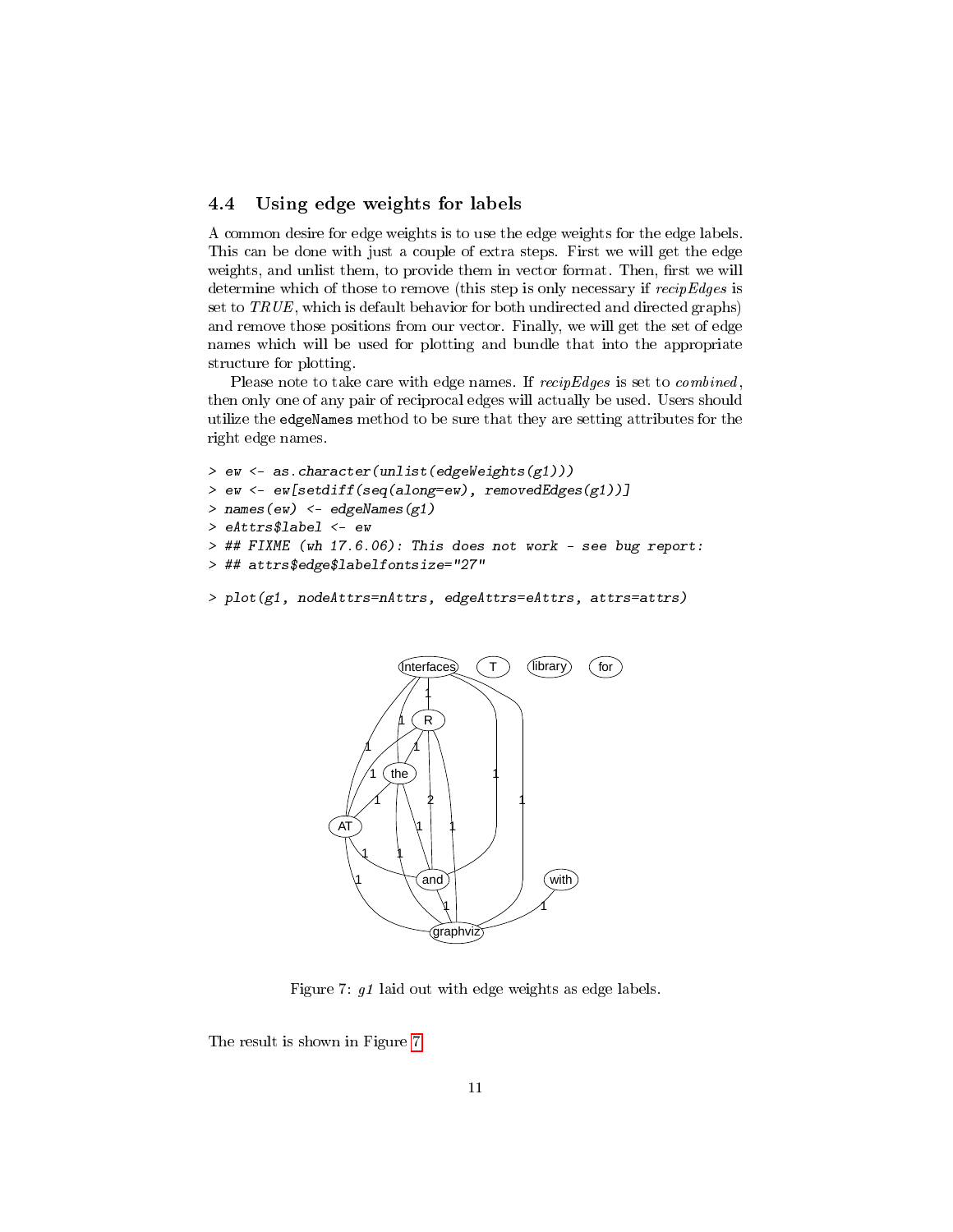### 4.4 Using edge weights for labels

A common desire for edge weights is to use the edge weights for the edge labels. This can be done with just a couple of extra steps. First we will get the edge weights, and unlist them, to provide them in vector format. Then, first we will determine which of those to remove (this step is only necessary if *recipEdges* is set to *TRUE*, which is default behavior for both undirected and directed graphs) and remove those positions from our vector. Finally, we will get the set of edge names which will be used for plotting and bundle that into the appropriate structure for plotting.

Please note to take care with edge names. If *recipEdges* is set to *combined*, then only one of any pair of reciprocal edges will actually be used. Users should utilize the `edgeNames` method to be sure that they are setting attributes for the right edge names.

```
> ew <- as.character(unlist(edgeWeights(g1)))
> ew <- ew[setdiff(seq(along=ew), removedEdges(g1))]
> names(ew) <- edgeNames(g1)
> eAttrs$label <- ew
> ## FIXME (wh 17.6.06): This does not work - see bug report:
> ## attrs$edge$labelfontsize="27"

> plot(g1, nodeAttrs=nAttrs, edgeAttrs=eAttrs, attrs=attrs)
```

Figure 7: *g1* laid out with edge weights as edge labels.

The result is shown in Figure 7.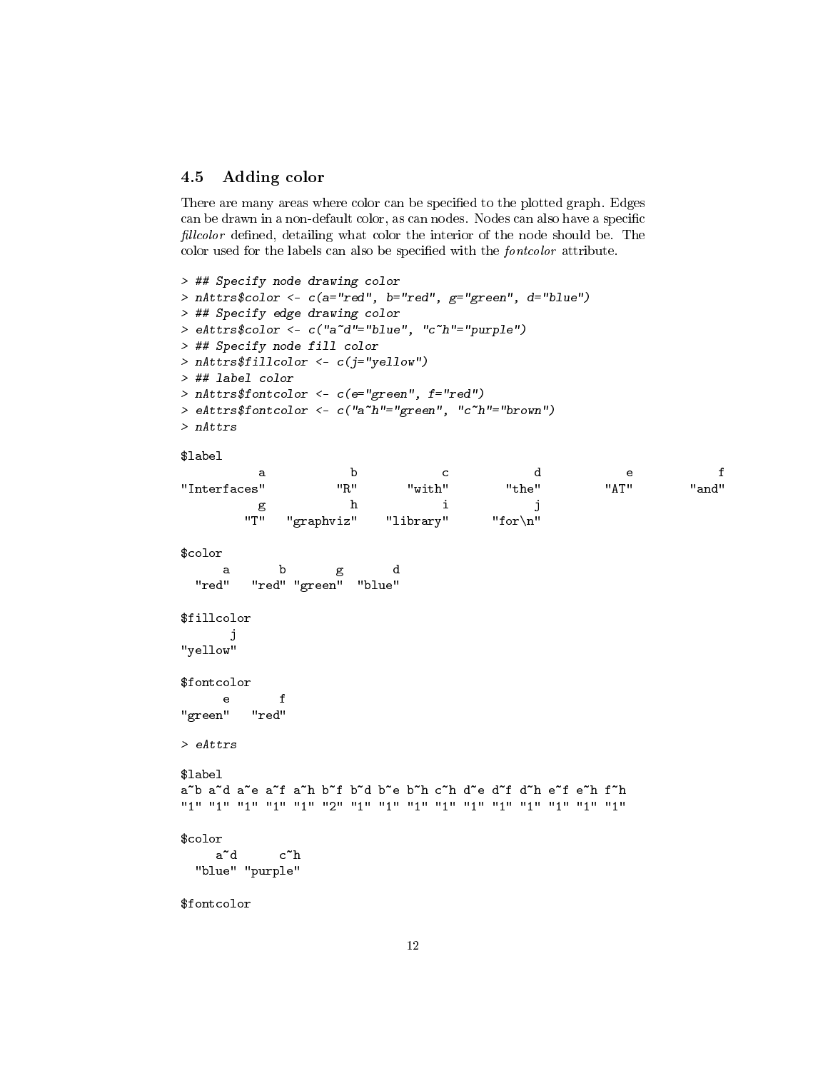## 4.5 Adding color

There are many areas where color can be specified to the plotted graph. Edges can be drawn in a non-default color, as can nodes. Nodes can also have a specific *fillcolor* defined, detailing what color the interior of the node should be. The color used for the labels can also be specified with the *fontcolor* attribute.

```
> ## Specify node drawing color
> nAttrs$color <- c(a="red", b="red", g="green", d="blue")
> ## Specify edge drawing color
> eAttrs$color <- c("a~d"="blue", "c~h"="purple")
> ## Specify node fill color
> nAttrs$fillcolor <- c(j="yellow")
> ## label color
> nAttrs$fontcolor <- c(e="green", f="red")
> eAttrs$fontcolor <- c("a~h"="green", "c~h"="brown")
> nAttrs

$label
           a            b            c            d            e            f 
"Interfaces"          "R"       "with"        "the"         "AT"        "and" 
           g            h            i            j 
         "T"   "graphviz"    "library"      "for\n" 

$color
      a       b       g       d 
  "red"   "red" "green"  "blue" 

$fillcolor
       j 
"yellow" 

$fontcolor
      e       f 
"green"   "red" 

> eAttrs

$label
a~b a~d a~e a~f a~h b~f b~d b~e b~h c~h d~e d~f d~h e~f e~h f~h 
"1" "1" "1" "1" "1" "2" "1" "1" "1" "1" "1" "1" "1" "1" "1" "1" 

$color
     a~d      c~h 
  "blue" "purple" 

$fontcolor
```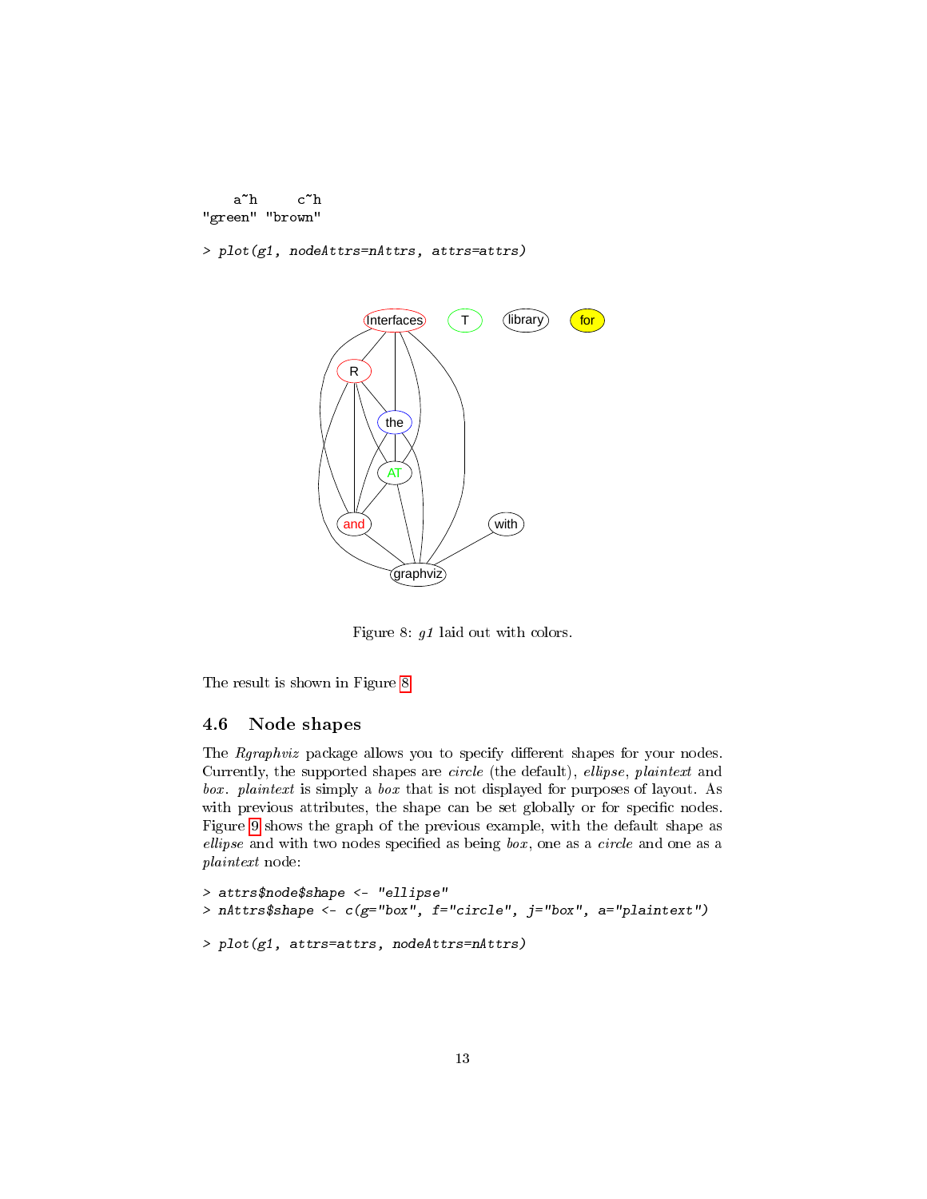```
     a~h      c~h
 "green" "brown"
```

```
> plot(g1, nodeAttrs=nAttrs, attrs=attrs)
```

Figure 8: *g1* laid out with colors.

The result is shown in Figure 8.

### 4.6 Node shapes

The *Rgraphviz* package allows you to specify different shapes for your nodes. Currently, the supported shapes are *circle* (the default), *ellipse*, *plaintext* and *box*. *plaintext* is simply a *box* that is not displayed for purposes of layout. As with previous attributes, the shape can be set globally or for specific nodes. Figure 9 shows the graph of the previous example, with the default shape as *ellipse* and with two nodes specified as being *box*, one as a *circle* and one as a *plaintext* node:

```
> attrs$node$shape <- "ellipse"
> nAttrs$shape <- c(g="box", f="circle", j="box", a="plaintext")
```

```
> plot(g1, attrs=attrs, nodeAttrs=nAttrs)
```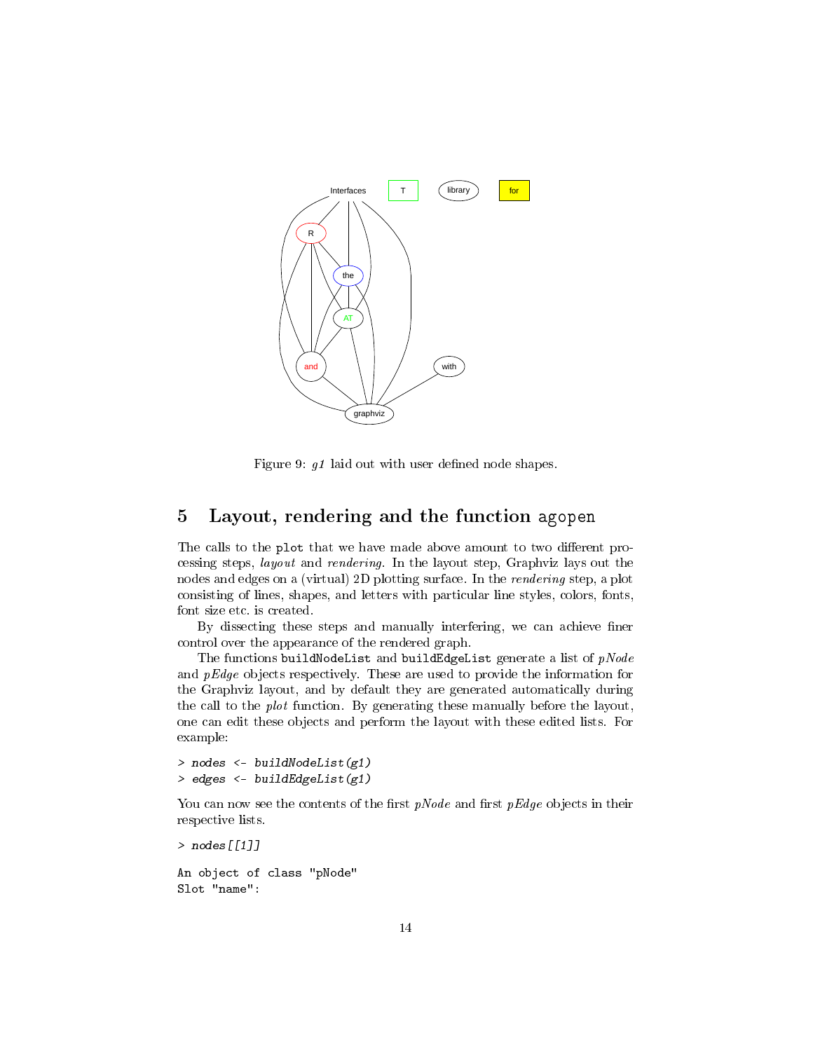Figure 9: *g1* laid out with user defined node shapes.

## 5 Layout, rendering and the function agopen

The calls to the `plot` that we have made above amount to two different processing steps, *layout* and *rendering*. In the layout step, Graphviz lays out the nodes and edges on a (virtual) 2D plotting surface. In the *rendering* step, a plot consisting of lines, shapes, and letters with particular line styles, colors, fonts, font size etc. is created.

By dissecting these steps and manually interfering, we can achieve finer control over the appearance of the rendered graph.

The functions `buildNodeList` and `buildEdgeList` generate a list of *pNode* and *pEdge* objects respectively. These are used to provide the information for the Graphviz layout, and by default they are generated automatically during the call to the *plot* function. By generating these manually before the layout, one can edit these objects and perform the layout with these edited lists. For example:

```
> nodes <- buildNodeList(g1)
> edges <- buildEdgeList(g1)
```

You can now see the contents of the first *pNode* and first *pEdge* objects in their respective lists.

```
> nodes[[1]]
```

```
An object of class "pNode"
Slot "name":
```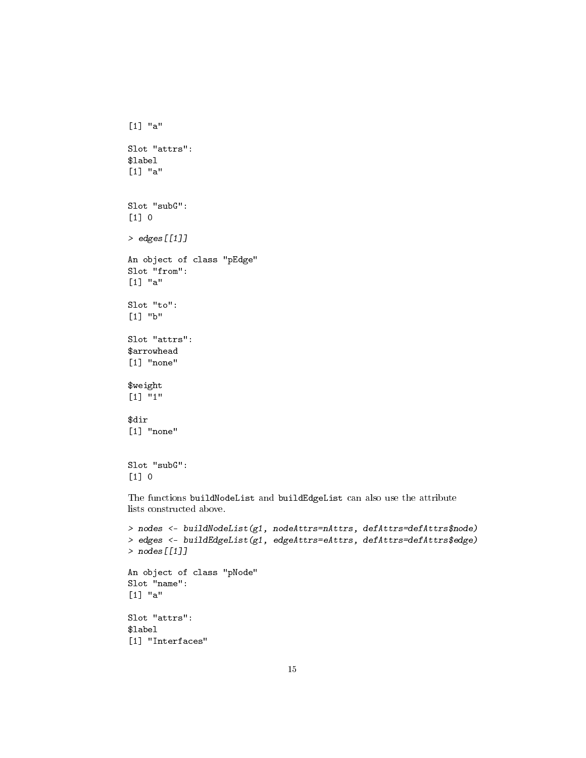```
[1] "a"

Slot "attrs":
$label
[1] "a"


Slot "subG":
[1] 0

> edges[[1]]

An object of class "pEdge"
Slot "from":
[1] "a"

Slot "to":
[1] "b"

Slot "attrs":
$arrowhead
[1] "none"

$weight
[1] "1"

$dir
[1] "none"


Slot "subG":
[1] 0
```

The functions buildNodeList and buildEdgeList can also use the attribute lists constructed above.

```
> nodes <- buildNodeList(g1, nodeAttrs=nAttrs, defAttrs=defAttrs$node)
> edges <- buildEdgeList(g1, edgeAttrs=eAttrs, defAttrs=defAttrs$edge)
> nodes[[1]]

An object of class "pNode"
Slot "name":
[1] "a"

Slot "attrs":
$label
[1] "Interfaces"
```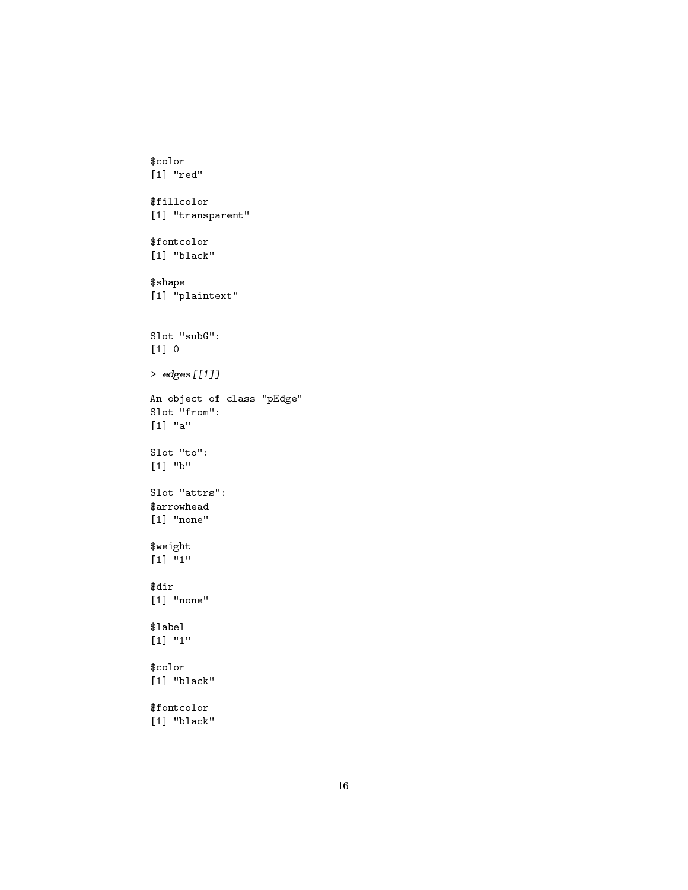```
$color
[1] "red"

$fillcolor
[1] "transparent"

$fontcolor
[1] "black"

$shape
[1] "plaintext"


Slot "subG":
[1] 0

> edges[[1]]

An object of class "pEdge"
Slot "from":
[1] "a"

Slot "to":
[1] "b"

Slot "attrs":
$arrowhead
[1] "none"

$weight
[1] "1"

$dir
[1] "none"

$label
[1] "1"

$color
[1] "black"

$fontcolor
[1] "black"
```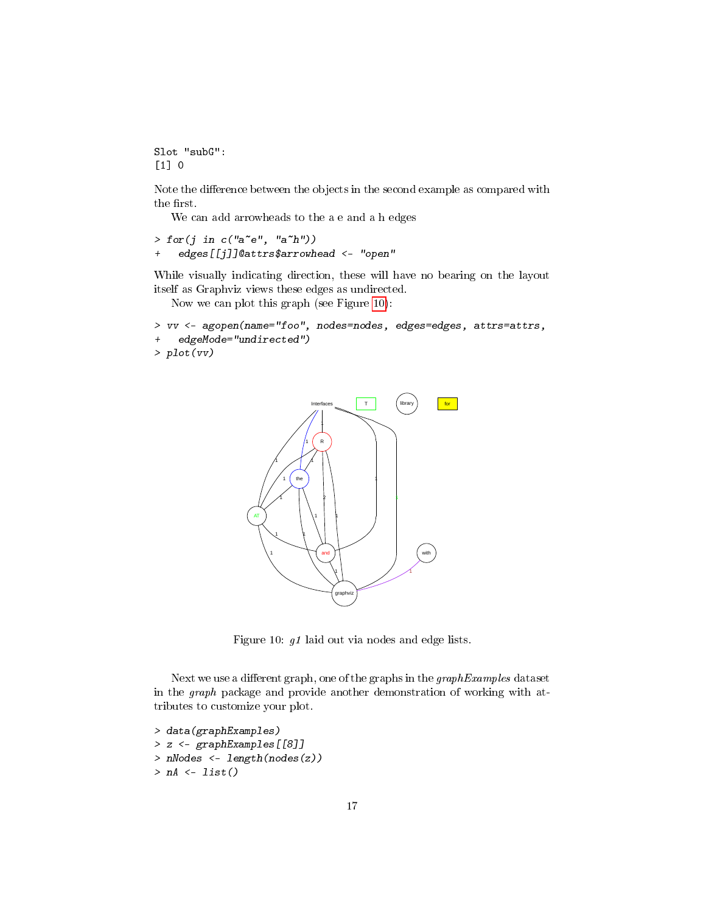```
Slot "subG":
[1] 0
```

Note the difference between the objects in the second example as compared with the first.

We can add arrowheads to the a e and a h edges

```
> for(j in c("a~e", "a~h"))
+   edges[[j]]@attrs$arrowhead <- "open"
```

While visually indicating direction, these will have no bearing on the layout itself as Graphviz views these edges as undirected.

Now we can plot this graph (see Figure 10):

```
> vv <- agopen(name="foo", nodes=nodes, edges=edges, attrs=attrs,
+   edgeMode="undirected")
> plot(vv)
```

Figure 10: *g1* laid out via nodes and edge lists.

Next we use a different graph, one of the graphs in the *graphExamples* dataset in the *graph* package and provide another demonstration of working with attributes to customize your plot.

```
> data(graphExamples)
> z <- graphExamples[[8]]
> nNodes <- length(nodes(z))
> nA <- list()
```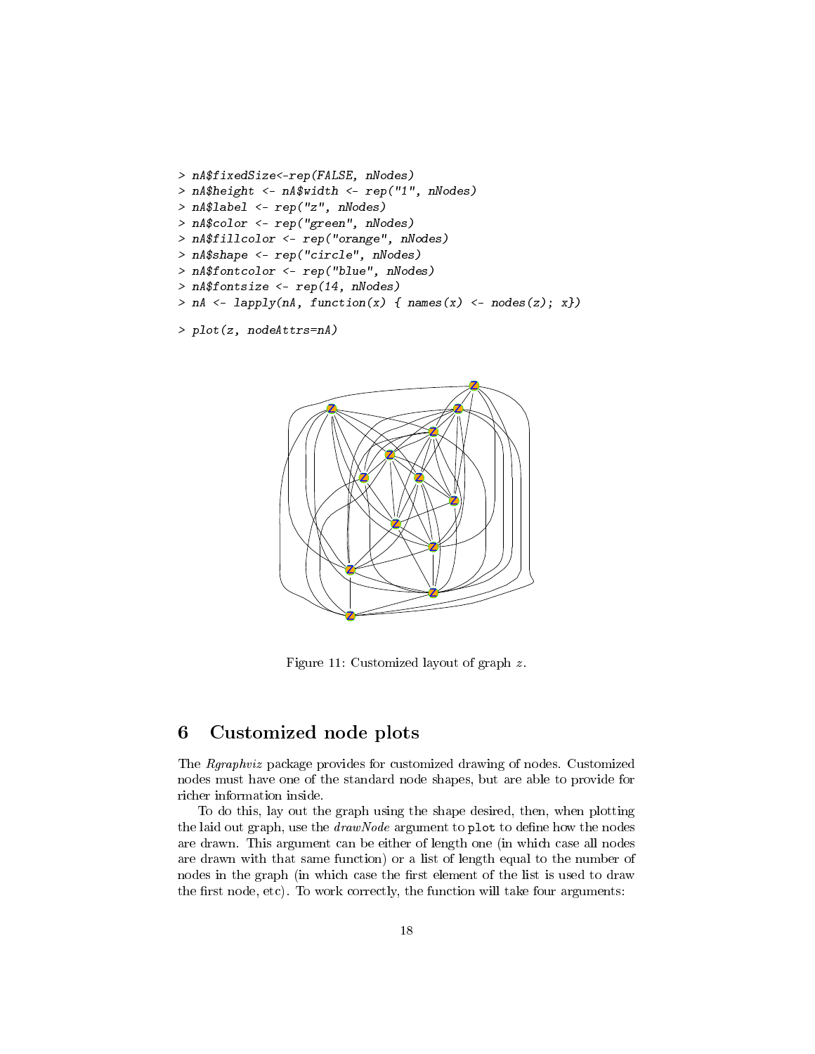```
> nA$fixedSize<-rep(FALSE, nNodes)
> nA$height <- nA$width <- rep("1", nNodes)
> nA$label <- rep("z", nNodes)
> nA$color <- rep("green", nNodes)
> nA$fillcolor <- rep("orange", nNodes)
> nA$shape <- rep("circle", nNodes)
> nA$fontcolor <- rep("blue", nNodes)
> nA$fontsize <- rep(14, nNodes)
> nA <- lapply(nA, function(x) { names(x) <- nodes(z); x})
```

```
> plot(z, nodeAttrs=nA)
```

Figure 11: Customized layout of graph $z$.

## 6 Customized node plots

The *Rgraphviz* package provides for customized drawing of nodes. Customized nodes must have one of the standard node shapes, but are able to provide for richer information inside.

To do this, lay out the graph using the shape desired, then, when plotting the laid out graph, use the *drawNode* argument to `plot` to define how the nodes are drawn. This argument can be either of length one (in which case all nodes are drawn with that same function) or a list of length equal to the number of nodes in the graph (in which case the first element of the list is used to draw the first node, etc). To work correctly, the function will take four arguments: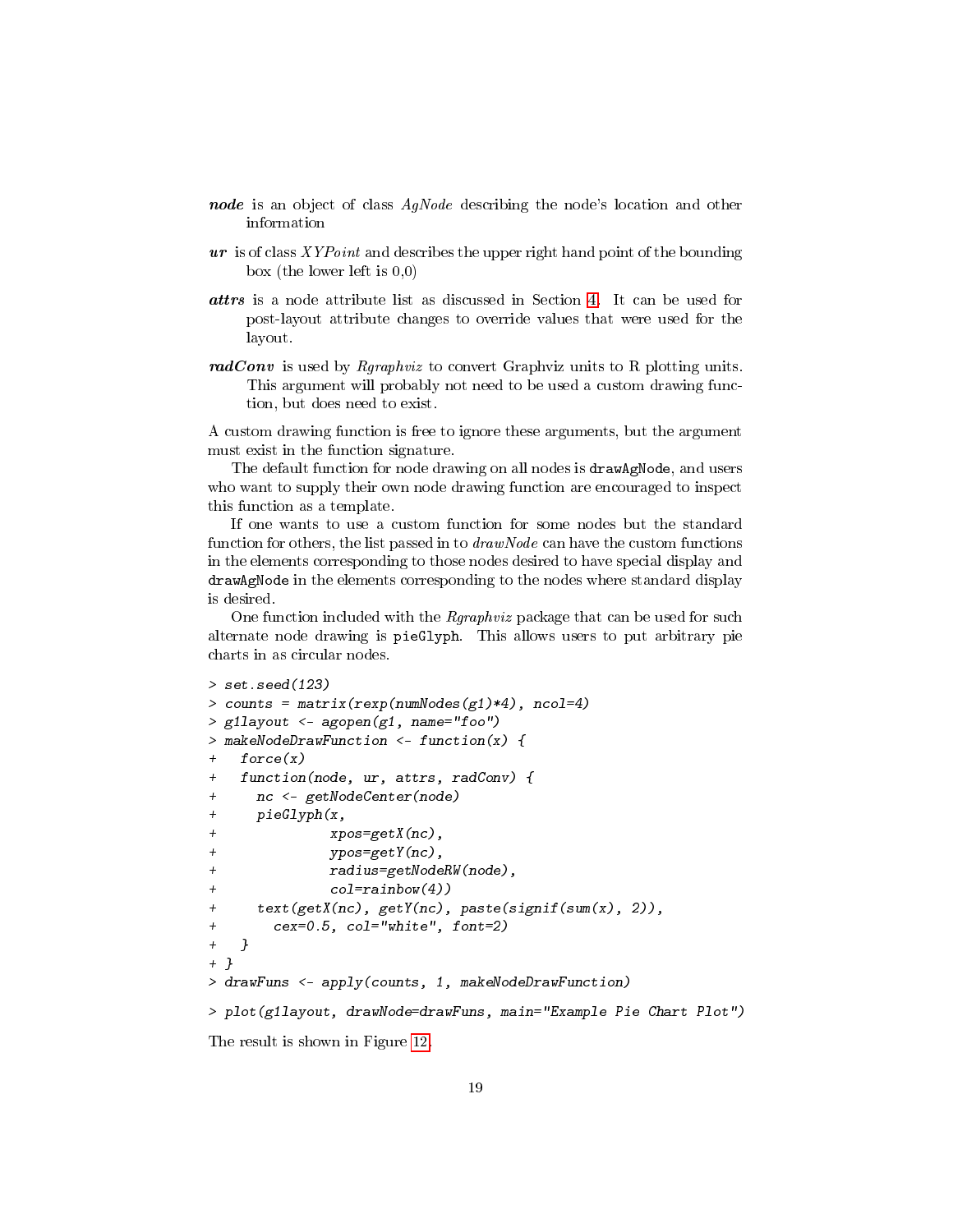***node*** is an object of class *AgNode* describing the node's location and other information

***ur*** is of class *XYPoint* and describes the upper right hand point of the bounding box (the lower left is 0,0)

***attrs*** is a node attribute list as discussed in Section 4. It can be used for post-layout attribute changes to override values that were used for the layout.

***radConv*** is used by *Rgraphviz* to convert Graphviz units to R plotting units. This argument will probably not need to be used a custom drawing function, but does need to exist.

A custom drawing function is free to ignore these arguments, but the argument must exist in the function signature.

The default function for node drawing on all nodes is `drawAgNode`, and users who want to supply their own node drawing function are encouraged to inspect this function as a template.

If one wants to use a custom function for some nodes but the standard function for others, the list passed in to *drawNode* can have the custom functions in the elements corresponding to those nodes desired to have special display and `drawAgNode` in the elements corresponding to the nodes where standard display is desired.

One function included with the *Rgraphviz* package that can be used for such alternate node drawing is `pieGlyph`. This allows users to put arbitrary pie charts in as circular nodes.

```
> set.seed(123)
> counts = matrix(rexp(numNodes(g1)*4), ncol=4)
> g1layout <- agopen(g1, name="foo")
> makeNodeDrawFunction <- function(x) {
+   force(x)
+   function(node, ur, attrs, radConv) {
+     nc <- getNodeCenter(node)
+     pieGlyph(x,
+              xpos=getX(nc),
+              ypos=getY(nc),
+              radius=getNodeRW(node),
+              col=rainbow(4))
+     text(getX(nc), getY(nc), paste(signif(sum(x), 2)),
+       cex=0.5, col="white", font=2)
+   }
+ }
> drawFuns <- apply(counts, 1, makeNodeDrawFunction)

> plot(g1layout, drawNode=drawFuns, main="Example Pie Chart Plot")
```

The result is shown in Figure 12.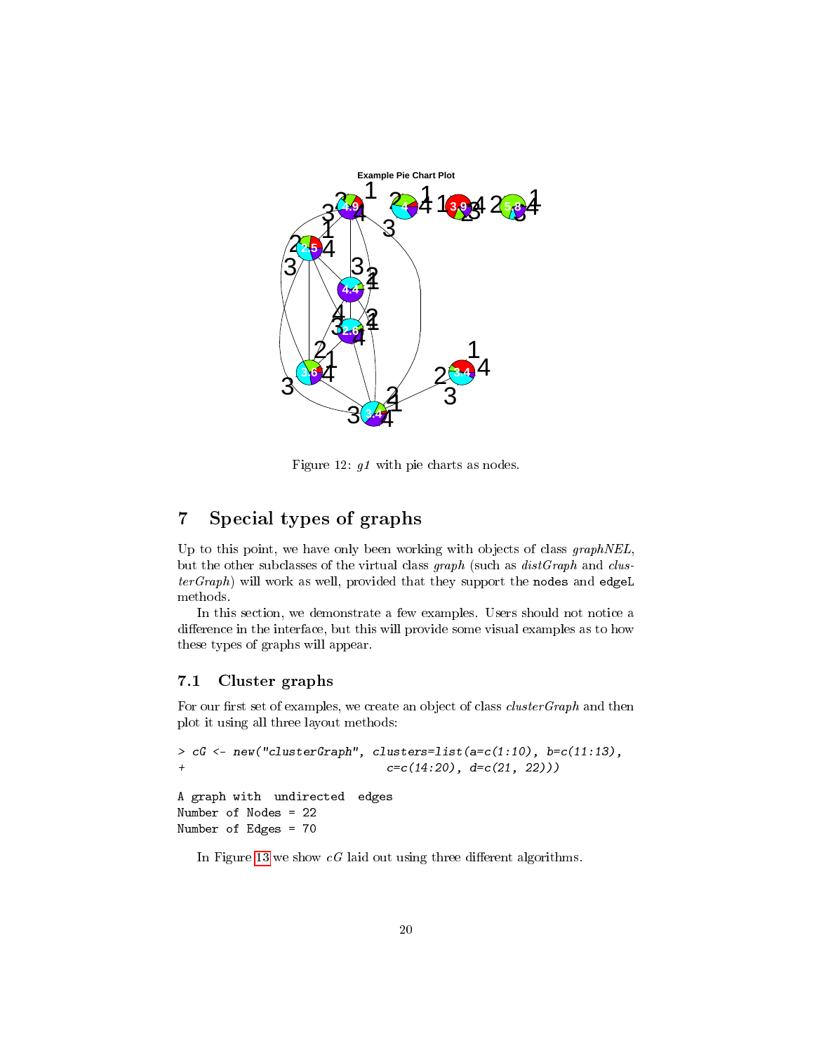Figure 12: *g1* with pie charts as nodes.

## 7 Special types of graphs

Up to this point, we have only been working with objects of class *graphNEL*, but the other subclasses of the virtual class *graph* (such as *distGraph* and *clusterGraph*) will work as well, provided that they support the `nodes` and `edgeL` methods.

In this section, we demonstrate a few examples. Users should not notice a difference in the interface, but this will provide some visual examples as to how these types of graphs will appear.

### 7.1 Cluster graphs

For our first set of examples, we create an object of class *clusterGraph* and then plot it using all three layout methods:

```
> cG <- new("clusterGraph", clusters=list(a=c(1:10), b=c(11:13),
+                           c=c(14:20), d=c(21, 22)))

A graph with  undirected  edges
Number of Nodes = 22
Number of Edges = 70
```

In Figure 13 we show *cG* laid out using three different algorithms.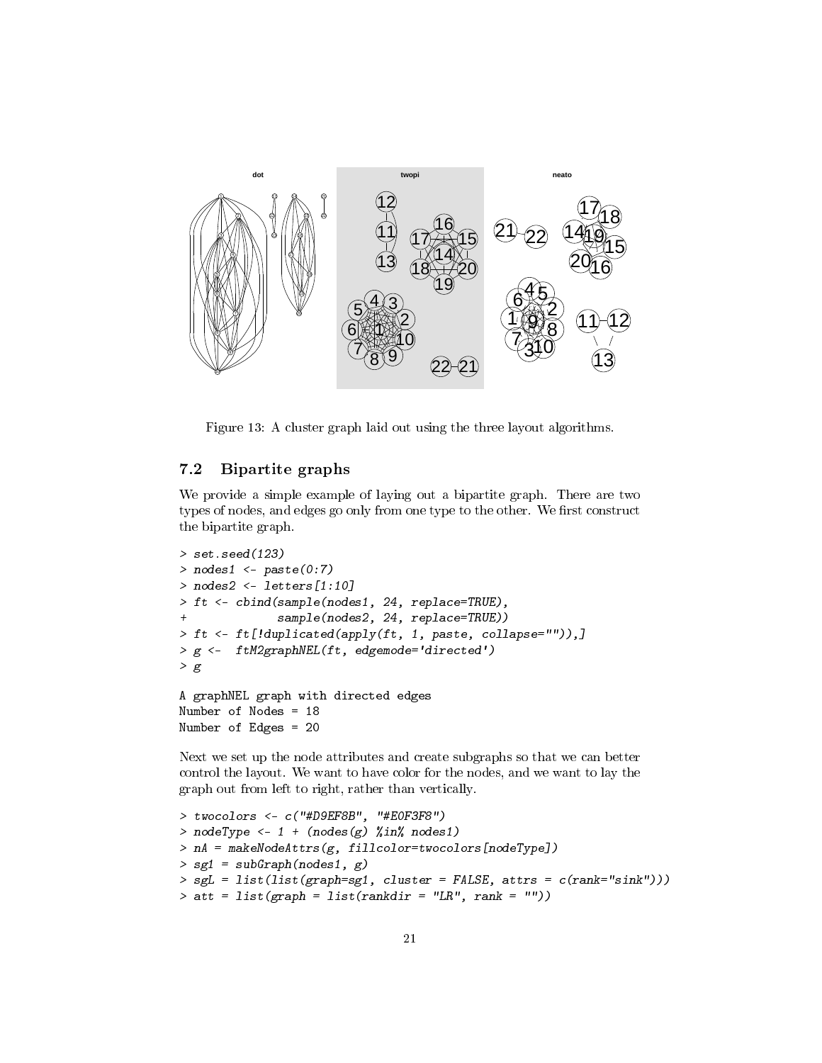Figure 13: A cluster graph laid out using the three layout algorithms.

## 7.2 Bipartite graphs

We provide a simple example of laying out a bipartite graph. There are two types of nodes, and edges go only from one type to the other. We first construct the bipartite graph.

```
> set.seed(123)
> nodes1 <- paste(0:7)
> nodes2 <- letters[1:10]
> ft <- cbind(sample(nodes1, 24, replace=TRUE),
+             sample(nodes2, 24, replace=TRUE))
> ft <- ft[!duplicated(apply(ft, 1, paste, collapse="")),]
> g <-  ftM2graphNEL(ft, edgemode='directed')
> g

A graphNEL graph with directed edges
Number of Nodes = 18
Number of Edges = 20
```

Next we set up the node attributes and create subgraphs so that we can better control the layout. We want to have color for the nodes, and we want to lay the graph out from left to right, rather than vertically.

```
> twocolors <- c("#D9EF8B", "#E0F3F8")
> nodeType <- 1 + (nodes(g) %in% nodes1)
> nA = makeNodeAttrs(g, fillcolor=twocolors[nodeType])
> sg1 = subGraph(nodes1, g)
> sgL = list(list(graph=sg1, cluster = FALSE, attrs = c(rank="sink")))
> att = list(graph = list(rankdir = "LR", rank = ""))
```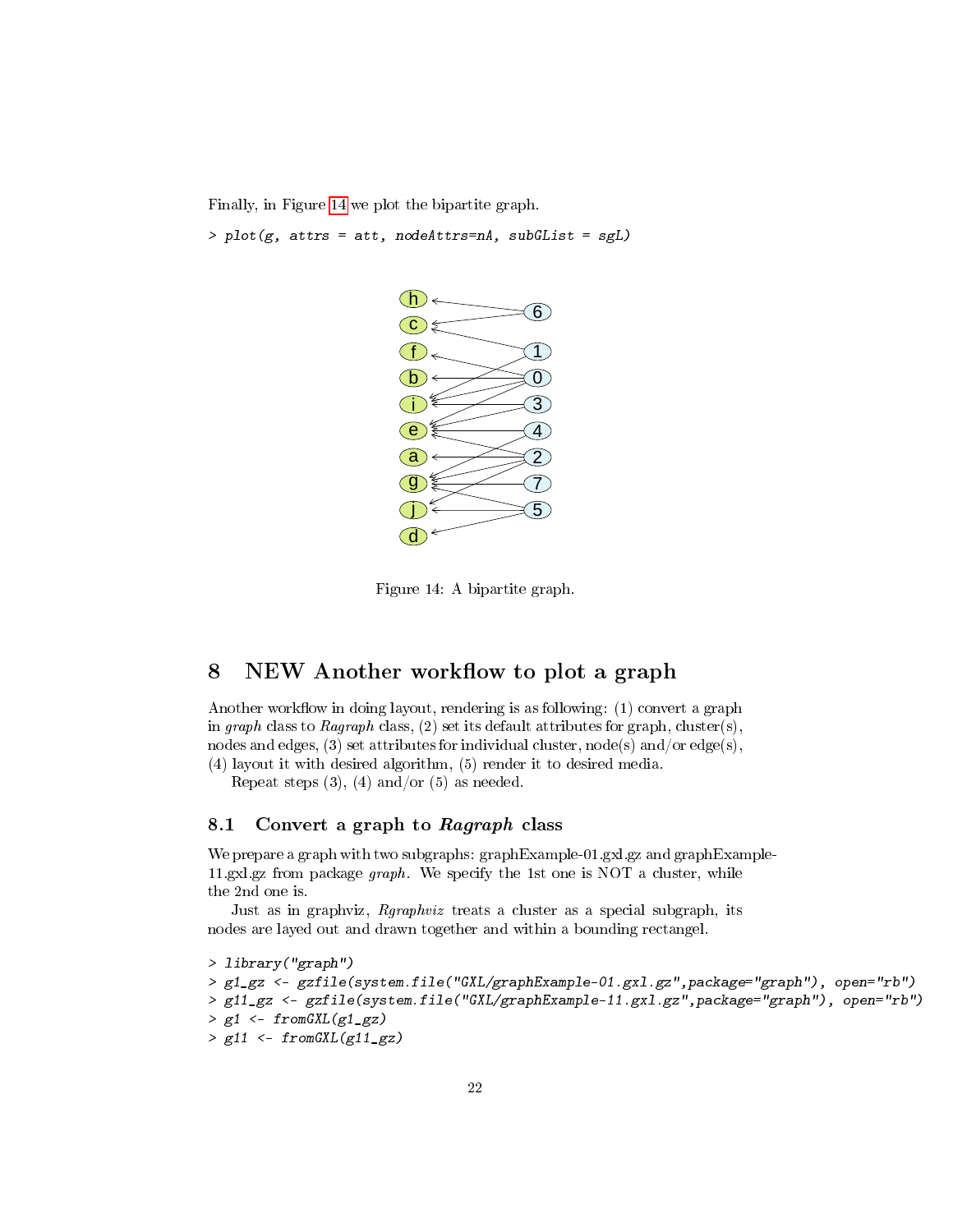Finally, in Figure 14 we plot the bipartite graph.

```
> plot(g, attrs = att, nodeAttrs=nA, subGList = sgL)
```

Figure 14: A bipartite graph.

## 8 NEW Another workflow to plot a graph

Another workflow in doing layout, rendering is as following: (1) convert a graph in *graph* class to *Ragraph* class, (2) set its default attributes for graph, cluster(s), nodes and edges, (3) set attributes for individual cluster, node(s) and/or edge(s), (4) layout it with desired algorithm, (5) render it to desired media.

Repeat steps (3), (4) and/or (5) as needed.

### 8.1 Convert a graph to *Ragraph* class

We prepare a graph with two subgraphs: graphExample-01.gxl.gz and graphExample-11.gxl.gz from package *graph*. We specify the 1st one is NOT a cluster, while the 2nd one is.

Just as in graphviz, *Rgraphviz* treats a cluster as a special subgraph, its nodes are layed out and drawn together and within a bounding rectangel.

```
> library("graph")
> g1_gz <- gzfile(system.file("GXL/graphExample-01.gxl.gz",package="graph"), open="rb")
> g11_gz <- gzfile(system.file("GXL/graphExample-11.gxl.gz",package="graph"), open="rb")
> g1 <- fromGXL(g1_gz)
> g11 <- fromGXL(g11_gz)
```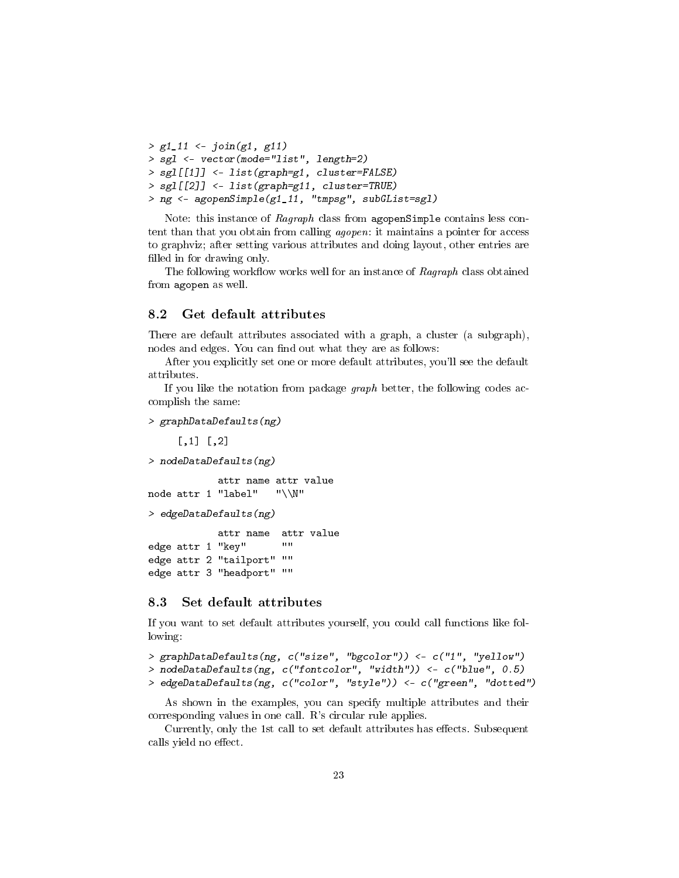```
> g1_11 <- join(g1, g11)
> sgl <- vector(mode="list", length=2)
> sgl[[1]] <- list(graph=g1, cluster=FALSE)
> sgl[[2]] <- list(graph=g11, cluster=TRUE)
> ng <- agopenSimple(g1_11, "tmpsg", subGList=sgl)
```

Note: this instance of *Ragraph* class from `agopenSimple` contains less content than that you obtain from calling *agopen*: it maintains a pointer for access to graphviz; after setting various attributes and doing layout, other entries are filled in for drawing only.

The following workflow works well for an instance of *Ragraph* class obtained from `agopen` as well.

### 8.2 Get default attributes

There are default attributes associated with a graph, a cluster (a subgraph), nodes and edges. You can find out what they are as follows:

After you explicitly set one or more default attributes, you'll see the default attributes.

If you like the notation from package *graph* better, the following codes accomplish the same:

```
> graphDataDefaults(ng)

     [,1] [,2]

> nodeDataDefaults(ng)

            attr name attr value
node attr 1 "label"   "\\N"

> edgeDataDefaults(ng)

            attr name  attr value
edge attr 1 "key"      ""
edge attr 2 "tailport" ""
edge attr 3 "headport" ""
```

### 8.3 Set default attributes

If you want to set default attributes yourself, you could call functions like following:

```
> graphDataDefaults(ng, c("size", "bgcolor")) <- c("1", "yellow")
> nodeDataDefaults(ng, c("fontcolor", "width")) <- c("blue", 0.5)
> edgeDataDefaults(ng, c("color", "style")) <- c("green", "dotted")
```

As shown in the examples, you can specify multiple attributes and their corresponding values in one call. R's circular rule applies.

Currently, only the 1st call to set default attributes has effects. Subsequent calls yield no effect.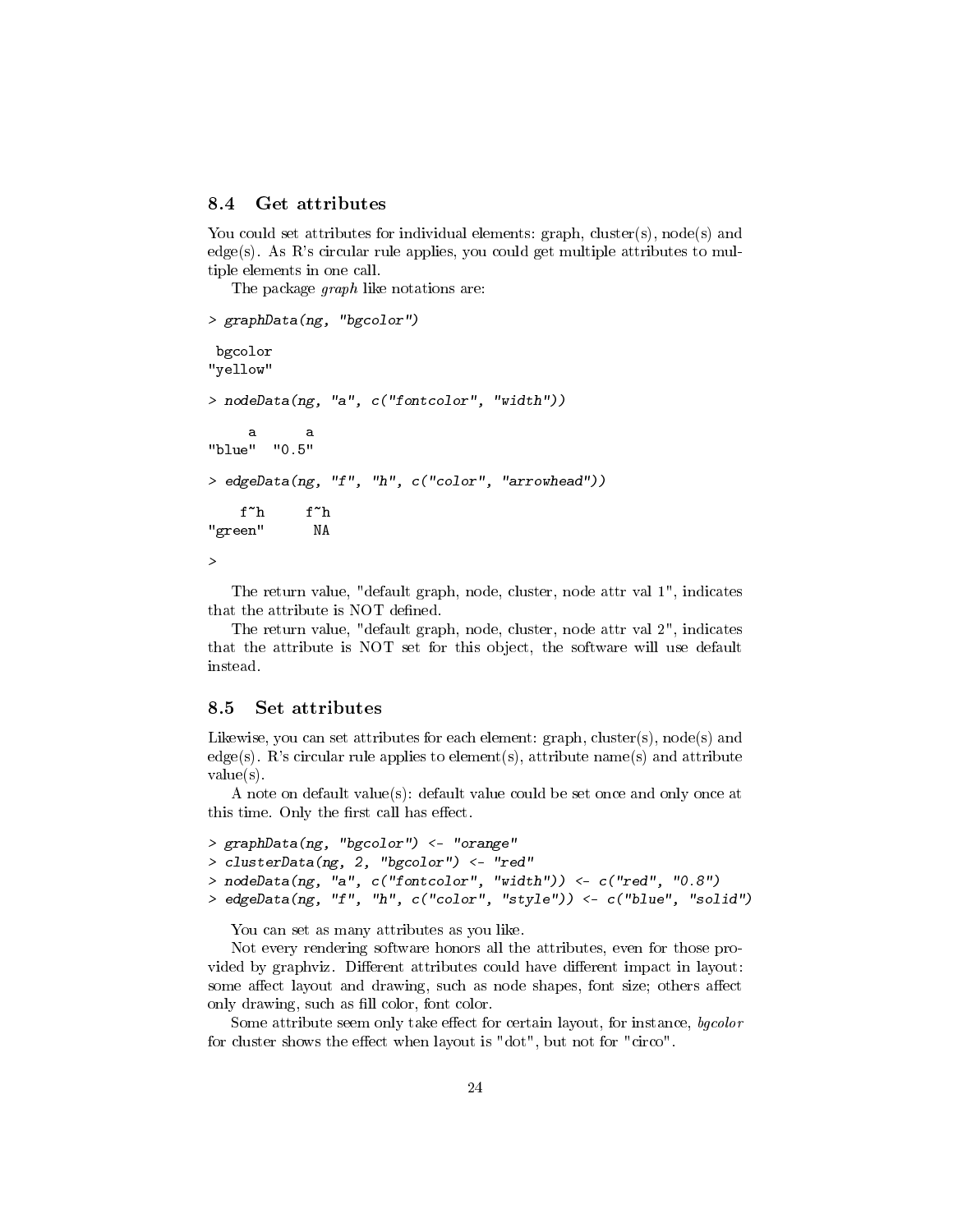### 8.4 Get attributes

You could set attributes for individual elements: graph, cluster(s), node(s) and edge(s). As R's circular rule applies, you could get multiple attributes to multiple elements in one call.

The package *graph* like notations are:

```
> graphData(ng, "bgcolor")

 bgcolor
"yellow"

> nodeData(ng, "a", c("fontcolor", "width"))

     a      a
"blue"  "0.5"

> edgeData(ng, "f", "h", c("color", "arrowhead"))

    f~h     f~h
"green"      NA

>
```

The return value, "default graph, node, cluster, node attr val 1", indicates that the attribute is NOT defined.

The return value, "default graph, node, cluster, node attr val 2", indicates that the attribute is NOT set for this object, the software will use default instead.

### 8.5 Set attributes

Likewise, you can set attributes for each element: graph, cluster(s), node(s) and edge(s). R's circular rule applies to element(s), attribute name(s) and attribute value(s).

A note on default value(s): default value could be set once and only once at this time. Only the first call has effect.

```
> graphData(ng, "bgcolor") <- "orange"
> clusterData(ng, 2, "bgcolor") <- "red"
> nodeData(ng, "a", c("fontcolor", "width")) <- c("red", "0.8")
> edgeData(ng, "f", "h", c("color", "style")) <- c("blue", "solid")
```

You can set as many attributes as you like.

Not every rendering software honors all the attributes, even for those provided by graphviz. Different attributes could have different impact in layout: some affect layout and drawing, such as node shapes, font size; others affect only drawing, such as fill color, font color.

Some attribute seem only take effect for certain layout, for instance, *bgcolor* for cluster shows the effect when layout is "dot", but not for "circo".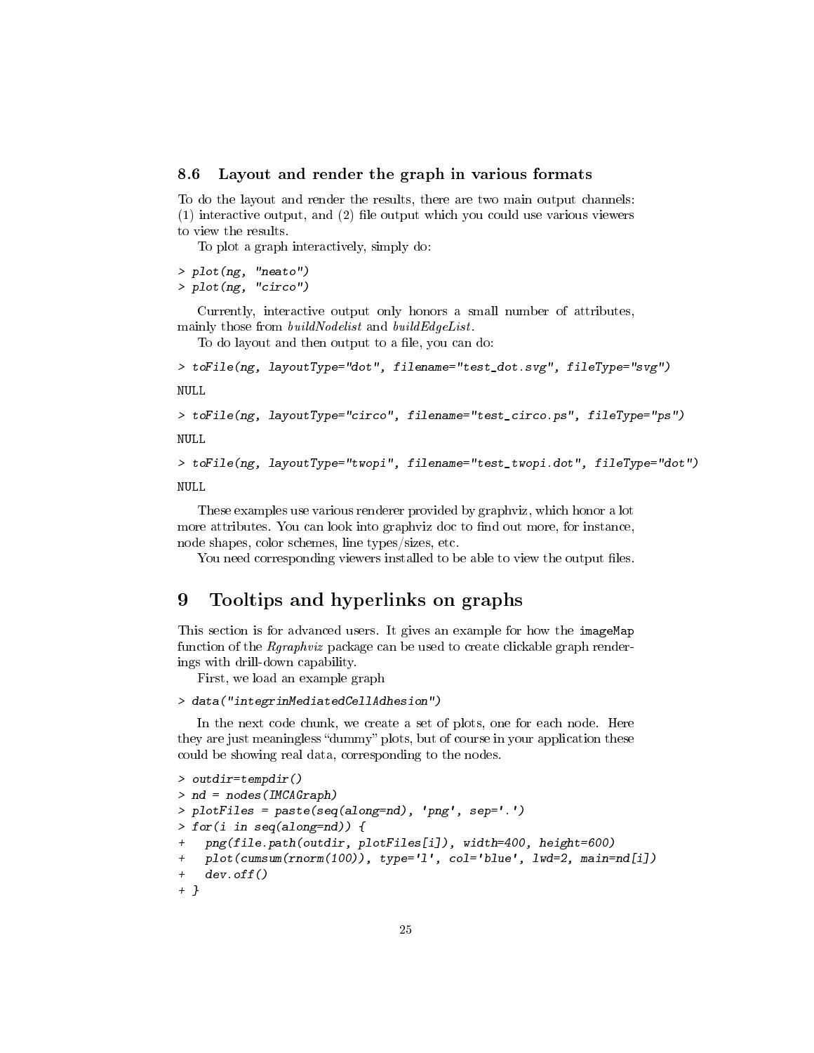### 8.6 Layout and render the graph in various formats

To do the layout and render the results, there are two main output channels: (1) interactive output, and (2) file output which you could use various viewers to view the results.

To plot a graph interactively, simply do:

```
> plot(ng, "neato")
> plot(ng, "circo")
```

Currently, interactive output only honors a small number of attributes, mainly those from *buildNodelist* and *buildEdgeList*.

To do layout and then output to a file, you can do:

```
> toFile(ng, layoutType="dot", filename="test_dot.svg", fileType="svg")

NULL

> toFile(ng, layoutType="circo", filename="test_circo.ps", fileType="ps")

NULL

> toFile(ng, layoutType="twopi", filename="test_twopi.dot", fileType="dot")

NULL
```

These examples use various renderer provided by graphviz, which honor a lot more attributes. You can look into graphviz doc to find out more, for instance, node shapes, color schemes, line types/sizes, etc.

You need corresponding viewers installed to be able to view the output files.

## 9 Tooltips and hyperlinks on graphs

This section is for advanced users. It gives an example for how the `imageMap` function of the *Rgraphviz* package can be used to create clickable graph renderings with drill-down capability.

First, we load an example graph

```
> data("integrinMediatedCellAdhesion")
```

In the next code chunk, we create a set of plots, one for each node. Here they are just meaningless "dummy" plots, but of course in your application these could be showing real data, corresponding to the nodes.

```
> outdir=tempdir()
> nd = nodes(IMCAGraph)
> plotFiles = paste(seq(along=nd), 'png', sep='.')
> for(i in seq(along=nd)) {
+   png(file.path(outdir, plotFiles[i]), width=400, height=600)
+   plot(cumsum(rnorm(100)), type='l', col='blue', lwd=2, main=nd[i])
+   dev.off()
+ }
```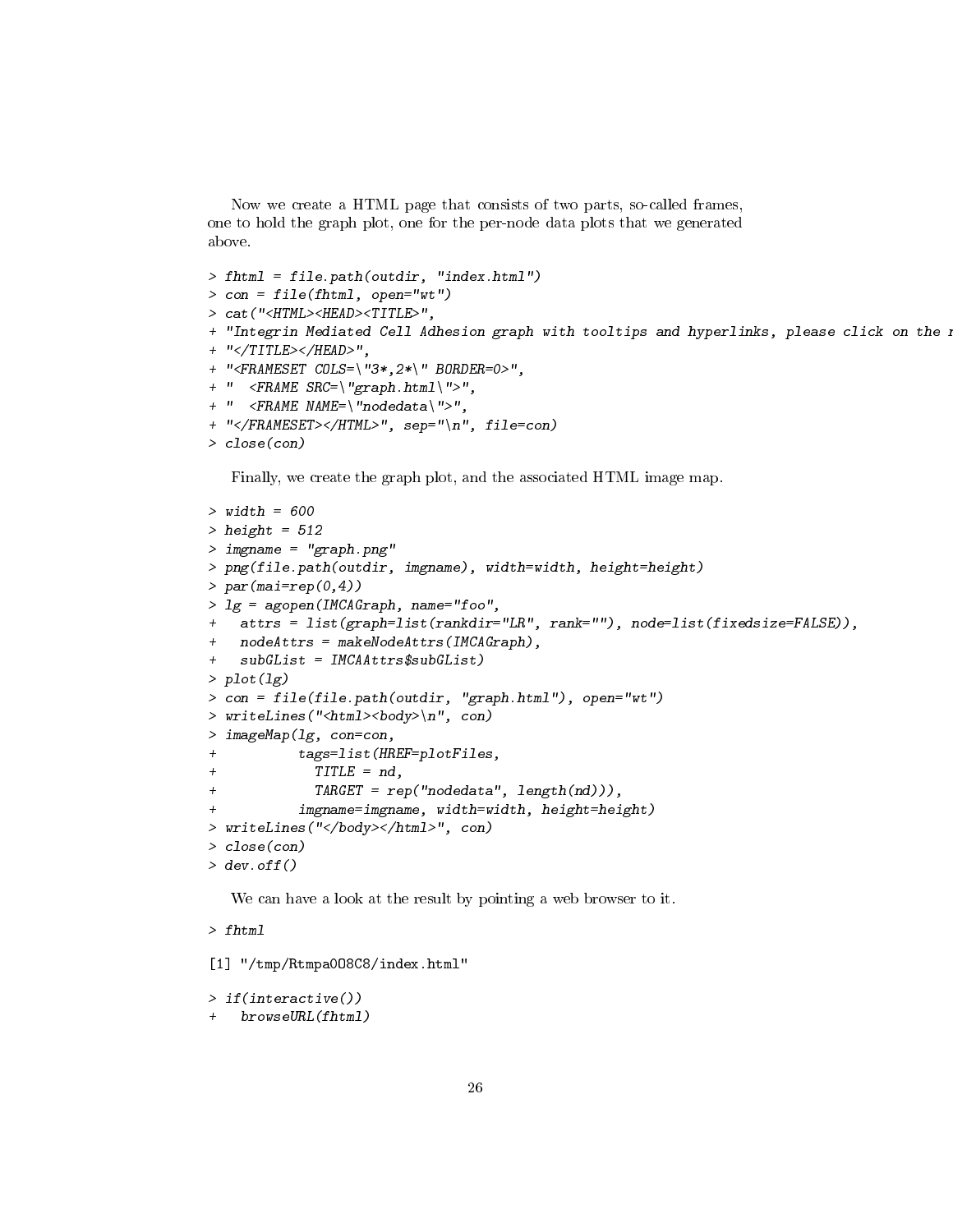Now we create a HTML page that consists of two parts, so-called frames, one to hold the graph plot, one for the per-node data plots that we generated above.

```
> fhtml = file.path(outdir, "index.html")
> con = file(fhtml, open="wt")
> cat("<HTML><HEAD><TITLE>",
+ "Integrin Mediated Cell Adhesion graph with tooltips and hyperlinks, please click on the n
+ "</TITLE></HEAD>",
+ "<FRAMESET COLS=\"3*,2*\" BORDER=0>",
+ "  <FRAME SRC=\"graph.html\">",
+ "  <FRAME NAME=\"nodedata\">",
+ "</FRAMESET></HTML>", sep="\n", file=con)
> close(con)
```

Finally, we create the graph plot, and the associated HTML image map.

```
> width = 600
> height = 512
> imgname = "graph.png"
> png(file.path(outdir, imgname), width=width, height=height)
> par(mai=rep(0,4))
> lg = agopen(IMCAGraph, name="foo",
+   attrs = list(graph=list(rankdir="LR", rank=""), node=list(fixedsize=FALSE)),
+   nodeAttrs = makeNodeAttrs(IMCAGraph),
+   subGList = IMCAAttrs$subGList)
> plot(lg)
> con = file(file.path(outdir, "graph.html"), open="wt")
> writeLines("<html><body>\n", con)
> imageMap(lg, con=con,
+          tags=list(HREF=plotFiles,
+            TITLE = nd,
+            TARGET = rep("nodedata", length(nd))),
+          imgname=imgname, width=width, height=height)
> writeLines("</body></html>", con)
> close(con)
> dev.off()
```

We can have a look at the result by pointing a web browser to it.

```
> fhtml

[1] "/tmp/Rtmpa008C8/index.html"

> if(interactive())
+   browseURL(fhtml)
```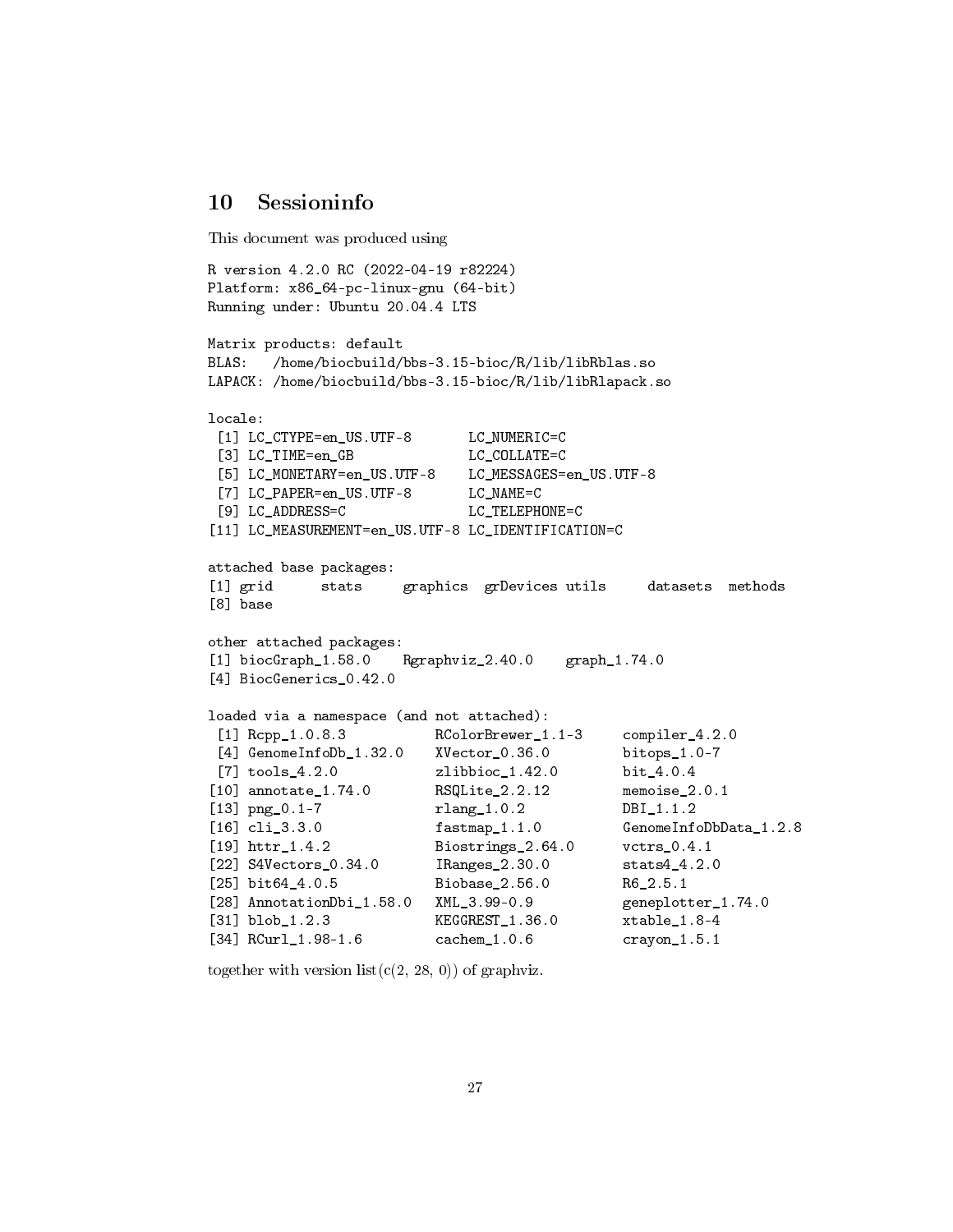# 10 Sessioninfo

This document was produced using

```
R version 4.2.0 RC (2022-04-19 r82224)
Platform: x86_64-pc-linux-gnu (64-bit)
Running under: Ubuntu 20.04.4 LTS

Matrix products: default
BLAS:   /home/biocbuild/bbs-3.15-bioc/R/lib/libRblas.so
LAPACK: /home/biocbuild/bbs-3.15-bioc/R/lib/libRlapack.so

locale:
 [1] LC_CTYPE=en_US.UTF-8       LC_NUMERIC=C
 [3] LC_TIME=en_GB              LC_COLLATE=C
 [5] LC_MONETARY=en_US.UTF-8    LC_MESSAGES=en_US.UTF-8
 [7] LC_PAPER=en_US.UTF-8       LC_NAME=C
 [9] LC_ADDRESS=C               LC_TELEPHONE=C
[11] LC_MEASUREMENT=en_US.UTF-8 LC_IDENTIFICATION=C

attached base packages:
[1] grid      stats     graphics  grDevices utils     datasets  methods
[8] base

other attached packages:
[1] biocGraph_1.58.0    Rgraphviz_2.40.0    graph_1.74.0
[4] BiocGenerics_0.42.0

loaded via a namespace (and not attached):
 [1] Rcpp_1.0.8.3           RColorBrewer_1.1-3     compiler_4.2.0
 [4] GenomeInfoDb_1.32.0    XVector_0.36.0         bitops_1.0-7
 [7] tools_4.2.0            zlibbioc_1.42.0        bit_4.0.4
[10] annotate_1.74.0        RSQLite_2.2.12         memoise_2.0.1
[13] png_0.1-7              rlang_1.0.2            DBI_1.1.2
[16] cli_3.3.0              fastmap_1.1.0          GenomeInfoDbData_1.2.8
[19] httr_1.4.2             Biostrings_2.64.0      vctrs_0.4.1
[22] S4Vectors_0.34.0       IRanges_2.30.0         stats4_4.2.0
[25] bit64_4.0.5            Biobase_2.56.0         R6_2.5.1
[28] AnnotationDbi_1.58.0   XML_3.99-0.9           geneplotter_1.74.0
[31] blob_1.2.3             KEGGREST_1.36.0        xtable_1.8-4
[34] RCurl_1.98-1.6         cachem_1.0.6           crayon_1.5.1
```

together with version list(c(2, 28, 0)) of graphviz.